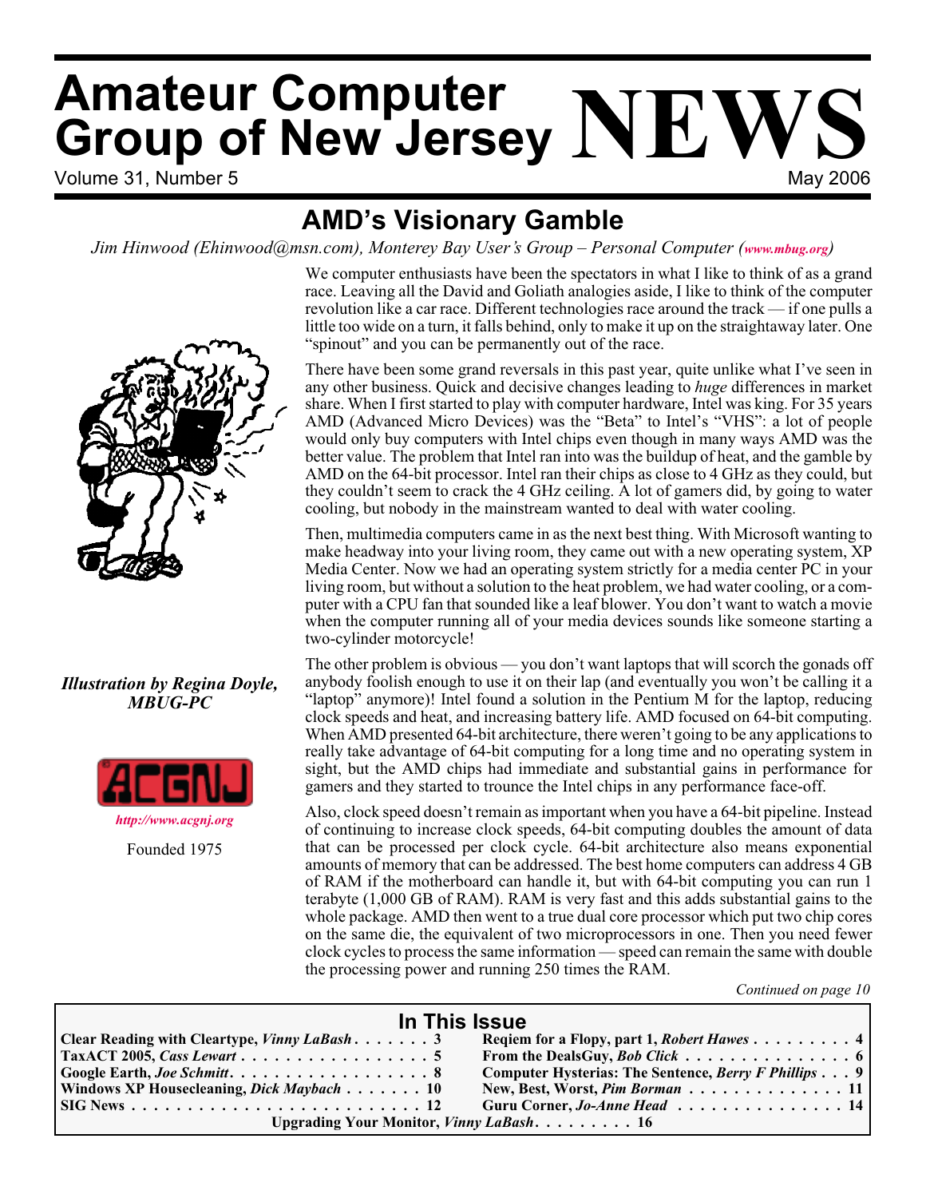# Amateur Computer Group of New Jersey NEWS

Volume 31, Number 5 — May 2006

## AMD's Visionary Gamble

*Jim Hinwood (Ehinwood@msn.com), Monterey Bay User's Group – Personal Computer (www.mbug.org)*

We computer enthusiasts have been the spectators in what I like to think of as a grand race. Leaving all the David and Goliath analogies aside, I like to think of the computer revolution like a car race. Different technologies race around the track — if one pulls a little too wide on a turn, it falls behind, only to make it up on the straightaway later. One "spinout" and you can be permanently out of the race.

There have been some grand reversals in this past year, quite unlike what I've seen in any other business. Quick and decisive changes leading to *huge* differences in market share. When I first started to play with computer hardware, Intel was king. For 35 years AMD (Advanced Micro Devices) was the "Beta" to Intel's "VHS": a lot of people would only buy computers with Intel chips even though in many ways AMD was the better value. The problem that Intel ran into was the buildup of heat, and the gamble by AMD on the 64-bit processor. Intel ran their chips as close to 4 GHz as they could, but they couldn't seem to crack the 4 GHz ceiling. A lot of gamers did, by going to water cooling, but nobody in the mainstream wanted to deal with water cooling.

Then, multimedia computers came in as the next best thing. With Microsoft wanting to make headway into your living room, they came out with a new operating system, XP Media Center. Now we had an operating system strictly for a media center PC in your living room, but without a solution to the heat problem, we had water cooling, or a computer with a CPU fan that sounded like a leaf blower. You don't want to watch a movie when the computer running all of your media devices sounds like someone starting a two-cylinder motorcycle!

The other problem is obvious — you don't want laptops that will scorch the gonads off anybody foolish enough to use it on their lap (and eventually you won't be calling it a "laptop" anymore)! Intel found a solution in the Pentium M for the laptop, reducing clock speeds and heat, and increasing battery life. AMD focused on 64-bit computing. When AMD presented 64-bit architecture, there weren't going to be any applications to really take advantage of 64-bit computing for a long time and no operating system in sight, but the AMD chips had immediate and substantial gains in performance for gamers and they started to trounce the Intel chips in any performance face-off.

Also, clock speed doesn't remain as important when you have a 64-bit pipeline. Instead of continuing to increase clock speeds, 64-bit computing doubles the amount of data that can be processed per clock cycle. 64-bit architecture also means exponential amounts of memory that can be addressed. The best home computers can address 4 GB of RAM if the motherboard can handle it, but with 64-bit computing you can run 1 terabyte (1,000 GB of RAM). RAM is very fast and this adds substantial gains to the whole package. AMD then went to a true dual core processor which put two chip cores on the same die, the equivalent of two microprocessors in one. Then you need fewer clock cycles to process the same information — speed can remain the same with double the processing power and running 250 times the RAM.

*Continued on page 10*

*Illustration by Regina Doyle, MBUG-PC*

ACGNJ

*http://www.acgnj.org*

Founded 1975

### In This Issue

| | |
|---|---|
| Clear Reading with Cleartype, *Vinny LaBash* . . . . . . . 3 | Reqiem for a Flopy, part 1, *Robert Hawes* . . . . . . . . . 4 |
| TaxACT 2005, *Cass Lewart* . . . . . . . . . . . . . . . . . 5 | From the DealsGuy, *Bob Click* . . . . . . . . . . . . . . . 6 |
| Google Earth, *Joe Schmitt* . . . . . . . . . . . . . . . . . . 8 | Computer Hysterias: The Sentence, *Berry F Phillips* . . . 9 |
| Windows XP Housecleaning, *Dick Maybach* . . . . . . . 10 | New, Best, Worst, *Pim Borman* . . . . . . . . . . . . . . . 11 |
| SIG News . . . . . . . . . . . . . . . . . . . . . . . . . . . 12 | Guru Corner, *Jo-Anne Head* . . . . . . . . . . . . . . . 14 |
| Upgrading Your Monitor, *Vinny LaBash* . . . . . . . . . 16 | |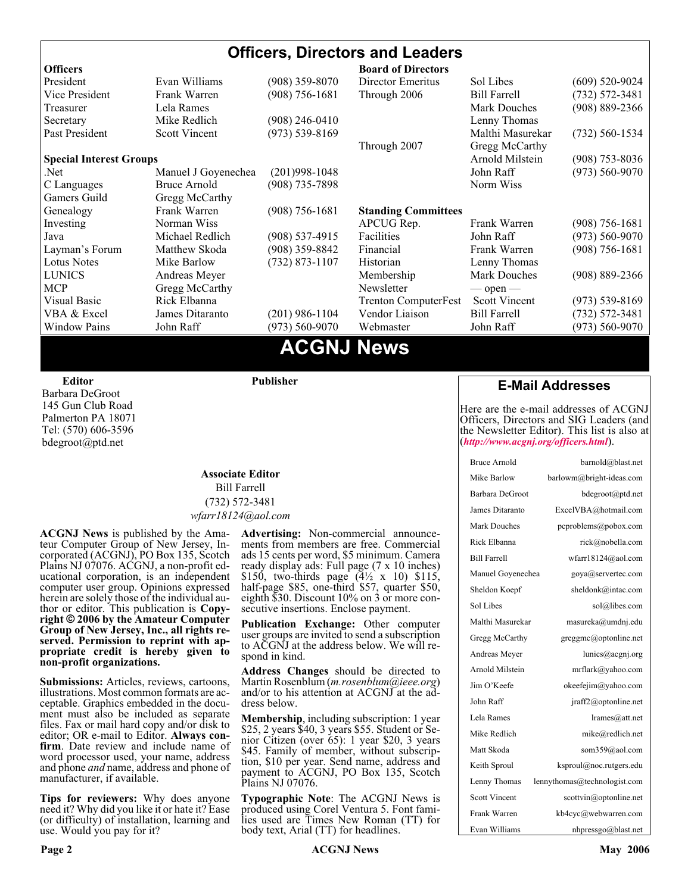# Officers, Directors and Leaders

| **Officers** | | | **Board of Directors** | | |
|---|---|---|---|---|---|
| President | Evan Williams | (908) 359-8070 | Director Emeritus | Sol Libes | (609) 520-9024 |
| Vice President | Frank Warren | (908) 756-1681 | Through 2006 | Bill Farrell | (732) 572-3481 |
| Treasurer | Lela Rames | | | Mark Douches | (908) 889-2366 |
| Secretary | Mike Redlich | (908) 246-0410 | | Lenny Thomas | |
| Past President | Scott Vincent | (973) 539-8169 | | Malthi Masurekar | (732) 560-1534 |
| | | | Through 2007 | Gregg McCarthy | |
| **Special Interest Groups** | | | | Arnold Milstein | (908) 753-8036 |
| .Net | Manuel J Goyenechea | (201)998-1048 | | John Raff | (973) 560-9070 |
| C Languages | Bruce Arnold | (908) 735-7898 | | Norm Wiss | |
| Gamers Guild | Gregg McCarthy | | | | |
| Genealogy | Frank Warren | (908) 756-1681 | **Standing Committees** | | |
| Investing | Norman Wiss | | APCUG Rep. | Frank Warren | (908) 756-1681 |
| Java | Michael Redlich | (908) 537-4915 | Facilities | John Raff | (973) 560-9070 |
| Layman's Forum | Matthew Skoda | (908) 359-8842 | Financial | Frank Warren | (908) 756-1681 |
| Lotus Notes | Mike Barlow | (732) 873-1107 | Historian | Lenny Thomas | |
| LUNICS | Andreas Meyer | | Membership | Mark Douches | (908) 889-2366 |
| MCP | Gregg McCarthy | | Newsletter | — open — | |
| Visual Basic | Rick Elbanna | | Trenton ComputerFest | Scott Vincent | (973) 539-8169 |
| VBA & Excel | James Ditaranto | (201) 986-1104 | Vendor Liaison | Bill Farrell | (732) 572-3481 |
| Window Pains | John Raff | (973) 560-9070 | Webmaster | John Raff | (973) 560-9070 |

# ACGNJ News

**Editor**
Barbara DeGroot
145 Gun Club Road
Palmerton PA 18071
Tel: (570) 606-3596
bdegroot@ptd.net

**Publisher**

**Associate Editor**
Bill Farrell
(732) 572-3481
*wfarr18124@aol.com*

**ACGNJ News** is published by the Amateur Computer Group of New Jersey, Incorporated (ACGNJ), PO Box 135, Scotch Plains NJ 07076. ACGNJ, a non-profit educational corporation, is an independent computer user group. Opinions expressed herein are solely those of the individual author or editor. This publication is **Copyright © 2006 by the Amateur Computer Group of New Jersey, Inc., all rights reserved. Permission to reprint with appropriate credit is hereby given to non-profit organizations.**

**Submissions:** Articles, reviews, cartoons, illustrations. Most common formats are acceptable. Graphics embedded in the document must also be included as separate files. Fax or mail hard copy and/or disk to editor; OR e-mail to Editor. **Always confirm**. Date review and include name of word processor used, your name, address and phone *and* name, address and phone of manufacturer, if available.

**Tips for reviewers:** Why does anyone need it? Why did you like it or hate it? Ease (or difficulty) of installation, learning and use. Would you pay for it?

**Advertising:** Non-commercial announcements from members are free. Commercial ads 15 cents per word, $5 minimum. Camera ready display ads: Full page (7 x 10 inches) $150, two-thirds page (4½ x 10) $115, half-page $85, one-third $57, quarter $50, eighth $30. Discount 10% on 3 or more consecutive insertions. Enclose payment.

**Publication Exchange:** Other computer user groups are invited to send a subscription to ACGNJ at the address below. We will respond in kind.

**Address Changes** should be directed to Martin Rosenblum (*m.rosenblum@ieee.org*) and/or to his attention at ACGNJ at the address below.

**Membership**, including subscription: 1 year $25, 2 years $40, 3 years $55. Student or Senior Citizen (over 65): 1 year $20, 3 years $45. Family of member, without subscription, $10 per year. Send name, address and payment to ACGNJ, PO Box 135, Scotch Plains NJ 07076.

**Typographic Note**: The ACGNJ News is produced using Corel Ventura 5. Font families used are Times New Roman (TT) for body text, Arial (TT) for headlines.

## E-Mail Addresses

Here are the e-mail addresses of ACGNJ Officers, Directors and SIG Leaders (and the Newsletter Editor). This list is also at (*http://www.acgnj.org/officers.html*).

| Name | E-mail |
|---|---|
| Bruce Arnold | barnold@blast.net |
| Mike Barlow | barlowm@bright-ideas.com |
| Barbara DeGroot | bdegroot@ptd.net |
| James Ditaranto | ExcelVBA@hotmail.com |
| Mark Douches | pcproblems@pobox.com |
| Rick Elbanna | rick@nobella.com |
| Bill Farrell | wfarr18124@aol.com |
| Manuel Goyenechea | goya@servertec.com |
| Sheldon Koepf | sheldonk@intac.com |
| Sol Libes | sol@libes.com |
| Malthi Masurekar | masureka@umdnj.edu |
| Gregg McCarthy | greggmc@optonline.net |
| Andreas Meyer | lunics@acgnj.org |
| Arnold Milstein | mrflark@yahoo.com |
| Jim O'Keefe | okeefejim@yahoo.com |
| John Raff | jraff2@optonline.net |
| Lela Rames | lrames@att.net |
| Mike Redlich | mike@redlich.net |
| Matt Skoda | som359@aol.com |
| Keith Sproul | ksproul@noc.rutgers.edu |
| Lenny Thomas | lennythomas@technologist.com |
| Scott Vincent | scottvin@optonline.net |
| Frank Warren | kb4cyc@webwarren.com |
| Evan Williams | nhpressgo@blast.net |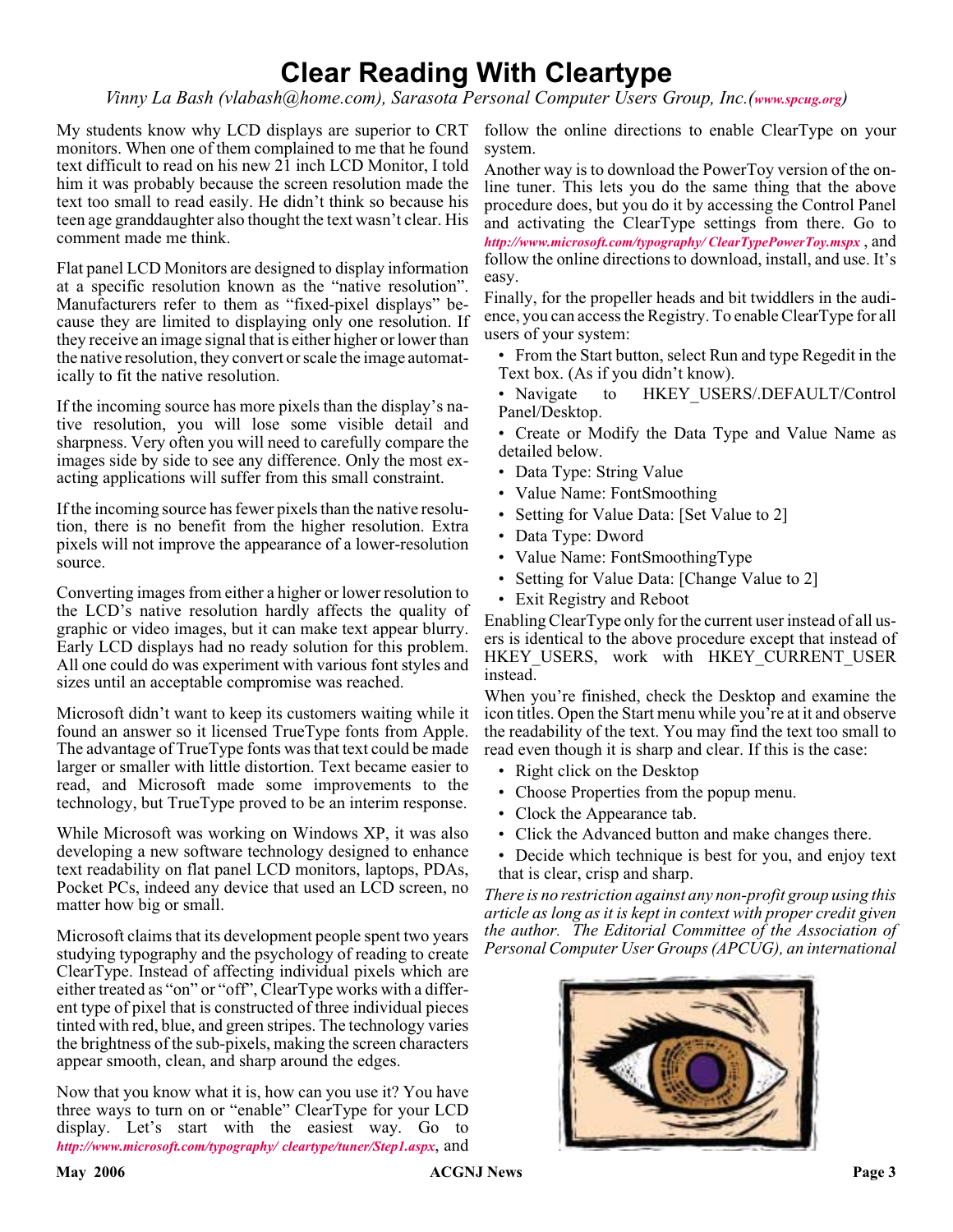# Clear Reading With Cleartype

*Vinny La Bash (vlabash@home.com), Sarasota Personal Computer Users Group, Inc.(www.spcug.org)*

My students know why LCD displays are superior to CRT monitors. When one of them complained to me that he found text difficult to read on his new 21 inch LCD Monitor, I told him it was probably because the screen resolution made the text too small to read easily. He didn't think so because his teen age granddaughter also thought the text wasn't clear. His comment made me think.

Flat panel LCD Monitors are designed to display information at a specific resolution known as the "native resolution". Manufacturers refer to them as "fixed-pixel displays" because they are limited to displaying only one resolution. If they receive an image signal that is either higher or lower than the native resolution, they convert or scale the image automatically to fit the native resolution.

If the incoming source has more pixels than the display's native resolution, you will lose some visible detail and sharpness. Very often you will need to carefully compare the images side by side to see any difference. Only the most exacting applications will suffer from this small constraint.

If the incoming source has fewer pixels than the native resolution, there is no benefit from the higher resolution. Extra pixels will not improve the appearance of a lower-resolution source.

Converting images from either a higher or lower resolution to the LCD's native resolution hardly affects the quality of graphic or video images, but it can make text appear blurry. Early LCD displays had no ready solution for this problem. All one could do was experiment with various font styles and sizes until an acceptable compromise was reached.

Microsoft didn't want to keep its customers waiting while it found an answer so it licensed TrueType fonts from Apple. The advantage of TrueType fonts was that text could be made larger or smaller with little distortion. Text became easier to read, and Microsoft made some improvements to the technology, but TrueType proved to be an interim response.

While Microsoft was working on Windows XP, it was also developing a new software technology designed to enhance text readability on flat panel LCD monitors, laptops, PDAs, Pocket PCs, indeed any device that used an LCD screen, no matter how big or small.

Microsoft claims that its development people spent two years studying typography and the psychology of reading to create ClearType. Instead of affecting individual pixels which are either treated as "on" or "off", ClearType works with a different type of pixel that is constructed of three individual pieces tinted with red, blue, and green stripes. The technology varies the brightness of the sub-pixels, making the screen characters appear smooth, clean, and sharp around the edges.

Now that you know what it is, how can you use it? You have three ways to turn on or "enable" ClearType for your LCD display. Let's start with the easiest way. Go to *http://www.microsoft.com/typography/ cleartype/tuner/Step1.aspx*, and follow the online directions to enable ClearType on your system.

Another way is to download the PowerToy version of the online tuner. This lets you do the same thing that the above procedure does, but you do it by accessing the Control Panel and activating the ClearType settings from there. Go to *http://www.microsoft.com/typography/ ClearTypePowerToy.mspx* , and follow the online directions to download, install, and use. It's easy.

Finally, for the propeller heads and bit twiddlers in the audience, you can access the Registry. To enable ClearType for all users of your system:

- From the Start button, select Run and type Regedit in the Text box. (As if you didn't know).
- Navigate to HKEY_USERS/.DEFAULT/Control Panel/Desktop.
- Create or Modify the Data Type and Value Name as detailed below.
- Data Type: String Value
- Value Name: FontSmoothing
- Setting for Value Data: [Set Value to 2]
- Data Type: Dword
- Value Name: FontSmoothingType
- Setting for Value Data: [Change Value to 2]
- Exit Registry and Reboot

Enabling ClearType only for the current user instead of all users is identical to the above procedure except that instead of HKEY_USERS, work with HKEY_CURRENT_USER instead.

When you're finished, check the Desktop and examine the icon titles. Open the Start menu while you're at it and observe the readability of the text. You may find the text too small to read even though it is sharp and clear. If this is the case:

- Right click on the Desktop
- Choose Properties from the popup menu.
- Clock the Appearance tab.
- Click the Advanced button and make changes there.
- Decide which technique is best for you, and enjoy text that is clear, crisp and sharp.

*There is no restriction against any non-profit group using this article as long as it is kept in context with proper credit given the author. The Editorial Committee of the Association of Personal Computer User Groups (APCUG), an international*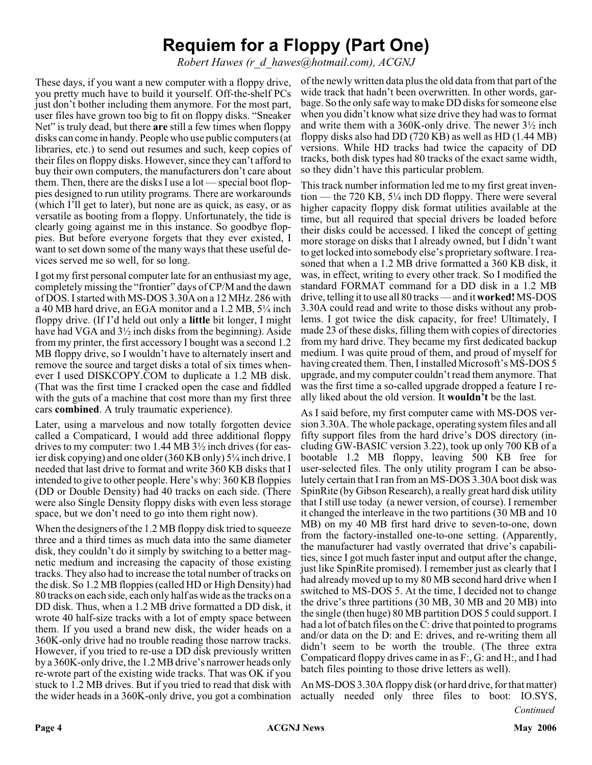# Requiem for a Floppy (Part One)

*Robert Hawes (r_d_hawes@hotmail.com), ACGNJ*

These days, if you want a new computer with a floppy drive, you pretty much have to build it yourself. Off-the-shelf PCs just don't bother including them anymore. For the most part, user files have grown too big to fit on floppy disks. "Sneaker Net" is truly dead, but there **are** still a few times when floppy disks can come in handy. People who use public computers (at libraries, etc.) to send out resumes and such, keep copies of their files on floppy disks. However, since they can't afford to buy their own computers, the manufacturers don't care about them. Then, there are the disks I use a lot — special boot floppies designed to run utility programs. There are workarounds (which I'll get to later), but none are as quick, as easy, or as versatile as booting from a floppy. Unfortunately, the tide is clearly going against me in this instance. So goodbye floppies. But before everyone forgets that they ever existed, I want to set down some of the many ways that these useful devices served me so well, for so long.

I got my first personal computer late for an enthusiast my age, completely missing the "frontier" days of CP/M and the dawn of DOS. I started with MS-DOS 3.30A on a 12 MHz. 286 with a 40 MB hard drive, an EGA monitor and a 1.2 MB, 5¼ inch floppy drive. (If I'd held out only a **little** bit longer, I might have had VGA and 3½ inch disks from the beginning). Aside from my printer, the first accessory I bought was a second 1.2 MB floppy drive, so I wouldn't have to alternately insert and remove the source and target disks a total of six times whenever I used DISKCOPY.COM to duplicate a 1.2 MB disk. (That was the first time I cracked open the case and fiddled with the guts of a machine that cost more than my first three cars **combined**. A truly traumatic experience).

Later, using a marvelous and now totally forgotten device called a Compaticard, I would add three additional floppy drives to my computer: two 1.44 MB 3½ inch drives (for easier disk copying) and one older (360 KB only) 5¼ inch drive. I needed that last drive to format and write 360 KB disks that I intended to give to other people. Here's why: 360 KB floppies (DD or Double Density) had 40 tracks on each side. (There were also Single Density floppy disks with even less storage space, but we don't need to go into them right now).

When the designers of the 1.2 MB floppy disk tried to squeeze three and a third times as much data into the same diameter disk, they couldn't do it simply by switching to a better magnetic medium and increasing the capacity of those existing tracks. They also had to increase the total number of tracks on the disk. So 1.2 MB floppies (called HD or High Density) had 80 tracks on each side, each only half as wide as the tracks on a DD disk. Thus, when a 1.2 MB drive formatted a DD disk, it wrote 40 half-size tracks with a lot of empty space between them. If you used a brand new disk, the wider heads on a 360K-only drive had no trouble reading those narrow tracks. However, if you tried to re-use a DD disk previously written by a 360K-only drive, the 1.2 MB drive's narrower heads only re-wrote part of the existing wide tracks. That was OK if you stuck to 1.2 MB drives. But if you tried to read that disk with the wider heads in a 360K-only drive, you got a combination of the newly written data plus the old data from that part of the wide track that hadn't been overwritten. In other words, garbage. So the only safe way to make DD disks for someone else when you didn't know what size drive they had was to format and write them with a 360K-only drive. The newer 3½ inch floppy disks also had DD (720 KB) as well as HD (1.44 MB) versions. While HD tracks had twice the capacity of DD tracks, both disk types had 80 tracks of the exact same width, so they didn't have this particular problem.

This track number information led me to my first great invention — the 720 KB, 5¼ inch DD floppy. There were several higher capacity floppy disk format utilities available at the time, but all required that special drivers be loaded before their disks could be accessed. I liked the concept of getting more storage on disks that I already owned, but I didn't want to get locked into somebody else's proprietary software. I reasoned that when a 1.2 MB drive formatted a 360 KB disk, it was, in effect, writing to every other track. So I modified the standard FORMAT command for a DD disk in a 1.2 MB drive, telling it to use all 80 tracks — and it **worked!** MS-DOS 3.30A could read and write to those disks without any problems. I got twice the disk capacity, for free! Ultimately, I made 23 of these disks, filling them with copies of directories from my hard drive. They became my first dedicated backup medium. I was quite proud of them, and proud of myself for having created them. Then, I installed Microsoft's MS-DOS 5 upgrade, and my computer couldn't read them anymore. That was the first time a so-called upgrade dropped a feature I really liked about the old version. It **wouldn't** be the last.

As I said before, my first computer came with MS-DOS version 3.30A. The whole package, operating system files and all fifty support files from the hard drive's DOS directory (including GW-BASIC version 3.22), took up only 700 KB of a bootable 1.2 MB floppy, leaving 500 KB free for user-selected files. The only utility program I can be absolutely certain that I ran from an MS-DOS 3.30A boot disk was SpinRite (by Gibson Research), a really great hard disk utility that I still use today (a newer version, of course). I remember it changed the interleave in the two partitions (30 MB and 10 MB) on my 40 MB first hard drive to seven-to-one, down from the factory-installed one-to-one setting. (Apparently, the manufacturer had vastly overrated that drive's capabilities, since I got much faster input and output after the change, just like SpinRite promised). I remember just as clearly that I had already moved up to my 80 MB second hard drive when I switched to MS-DOS 5. At the time, I decided not to change the drive's three partitions (30 MB, 30 MB and 20 MB) into the single (then huge) 80 MB partition DOS 5 could support. I had a lot of batch files on the C: drive that pointed to programs and/or data on the D: and E: drives, and re-writing them all didn't seem to be worth the trouble. (The three extra Compaticard floppy drives came in as F:, G: and H:, and I had batch files pointing to those drive letters as well).

An MS-DOS 3.30A floppy disk (or hard drive, for that matter) actually needed only three files to boot: IO.SYS,

*Continued*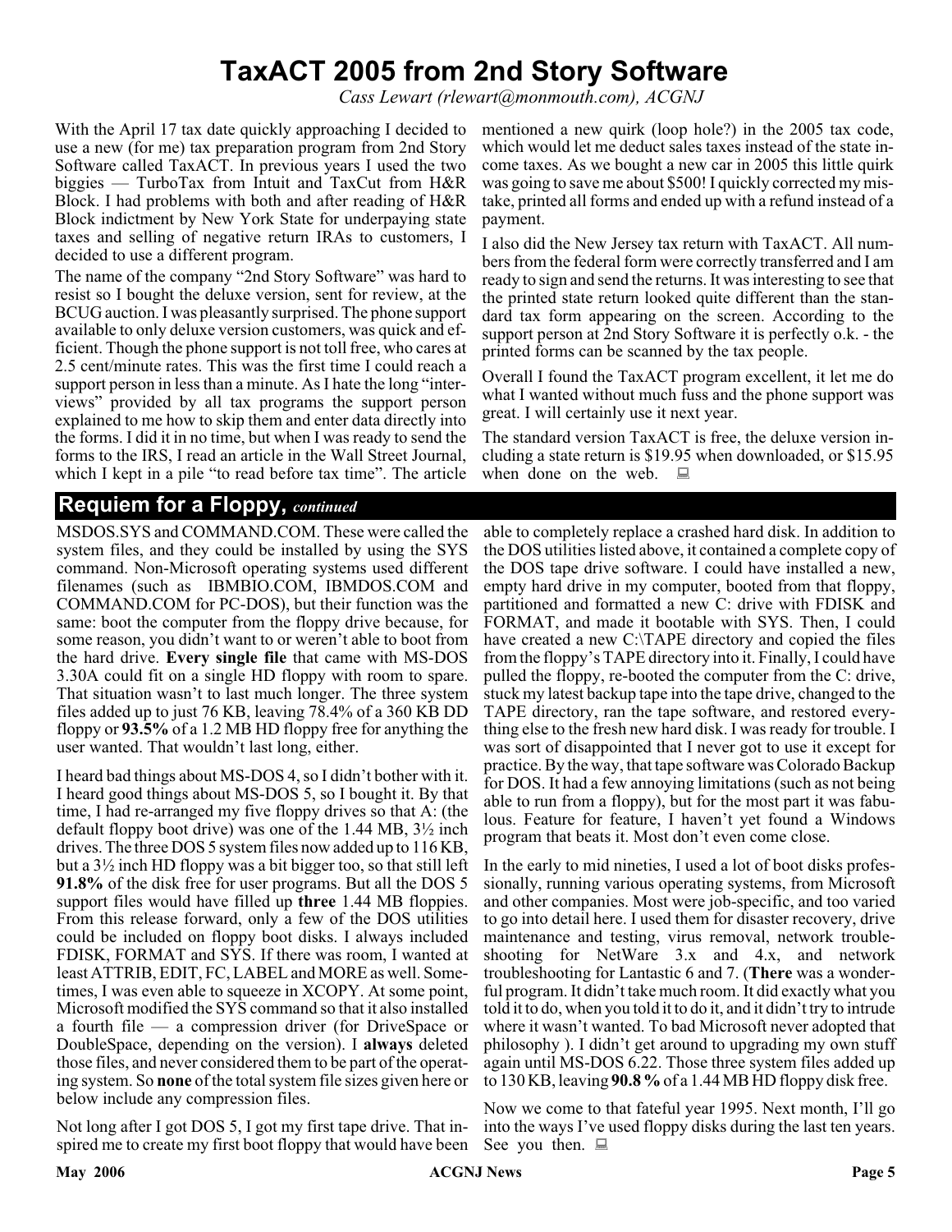# TaxACT 2005 from 2nd Story Software

*Cass Lewart (rlewart@monmouth.com), ACGNJ*

With the April 17 tax date quickly approaching I decided to use a new (for me) tax preparation program from 2nd Story Software called TaxACT. In previous years I used the two biggies — TurboTax from Intuit and TaxCut from H&R Block. I had problems with both and after reading of H&R Block indictment by New York State for underpaying state taxes and selling of negative return IRAs to customers, I decided to use a different program.

The name of the company "2nd Story Software" was hard to resist so I bought the deluxe version, sent for review, at the BCUG auction. I was pleasantly surprised. The phone support available to only deluxe version customers, was quick and efficient. Though the phone support is not toll free, who cares at 2.5 cent/minute rates. This was the first time I could reach a support person in less than a minute. As I hate the long "interviews" provided by all tax programs the support person explained to me how to skip them and enter data directly into the forms. I did it in no time, but when I was ready to send the forms to the IRS, I read an article in the Wall Street Journal, which I kept in a pile "to read before tax time". The article mentioned a new quirk (loop hole?) in the 2005 tax code, which would let me deduct sales taxes instead of the state income taxes. As we bought a new car in 2005 this little quirk was going to save me about $500! I quickly corrected my mistake, printed all forms and ended up with a refund instead of a payment.

I also did the New Jersey tax return with TaxACT. All numbers from the federal form were correctly transferred and I am ready to sign and send the returns. It was interesting to see that the printed state return looked quite different than the standard tax form appearing on the screen. According to the support person at 2nd Story Software it is perfectly o.k. - the printed forms can be scanned by the tax people.

Overall I found the TaxACT program excellent, it let me do what I wanted without much fuss and the phone support was great. I will certainly use it next year.

The standard version TaxACT is free, the deluxe version including a state return is $19.95 when downloaded, or $15.95 when done on the web.

## Requiem for a Floppy, *continued*

MSDOS.SYS and COMMAND.COM. These were called the system files, and they could be installed by using the SYS command. Non-Microsoft operating systems used different filenames (such as IBMBIO.COM, IBMDOS.COM and COMMAND.COM for PC-DOS), but their function was the same: boot the computer from the floppy drive because, for some reason, you didn't want to or weren't able to boot from the hard drive. **Every single file** that came with MS-DOS 3.30A could fit on a single HD floppy with room to spare. That situation wasn't to last much longer. The three system files added up to just 76 KB, leaving 78.4% of a 360 KB DD floppy or **93.5%** of a 1.2 MB HD floppy free for anything the user wanted. That wouldn't last long, either.

I heard bad things about MS-DOS 4, so I didn't bother with it. I heard good things about MS-DOS 5, so I bought it. By that time, I had re-arranged my five floppy drives so that A: (the default floppy boot drive) was one of the 1.44 MB, 3½ inch drives. The three DOS 5 system files now added up to 116 KB, but a 3½ inch HD floppy was a bit bigger too, so that still left **91.8%** of the disk free for user programs. But all the DOS 5 support files would have filled up **three** 1.44 MB floppies. From this release forward, only a few of the DOS utilities could be included on floppy boot disks. I always included FDISK, FORMAT and SYS. If there was room, I wanted at least ATTRIB, EDIT, FC, LABEL and MORE as well. Sometimes, I was even able to squeeze in XCOPY. At some point, Microsoft modified the SYS command so that it also installed a fourth file — a compression driver (for DriveSpace or DoubleSpace, depending on the version). I **always** deleted those files, and never considered them to be part of the operating system. So **none** of the total system file sizes given here or below include any compression files.

Not long after I got DOS 5, I got my first tape drive. That inspired me to create my first boot floppy that would have been able to completely replace a crashed hard disk. In addition to the DOS utilities listed above, it contained a complete copy of the DOS tape drive software. I could have installed a new, empty hard drive in my computer, booted from that floppy, partitioned and formatted a new C: drive with FDISK and FORMAT, and made it bootable with SYS. Then, I could have created a new C:\TAPE directory and copied the files from the floppy's TAPE directory into it. Finally, I could have pulled the floppy, re-booted the computer from the C: drive, stuck my latest backup tape into the tape drive, changed to the TAPE directory, ran the tape software, and restored everything else to the fresh new hard disk. I was ready for trouble. I was sort of disappointed that I never got to use it except for practice. By the way, that tape software was Colorado Backup for DOS. It had a few annoying limitations (such as not being able to run from a floppy), but for the most part it was fabulous. Feature for feature, I haven't yet found a Windows program that beats it. Most don't even come close.

In the early to mid nineties, I used a lot of boot disks professionally, running various operating systems, from Microsoft and other companies. Most were job-specific, and too varied to go into detail here. I used them for disaster recovery, drive maintenance and testing, virus removal, network troubleshooting for NetWare 3.x and 4.x, and network troubleshooting for Lantastic 6 and 7. (**There** was a wonderful program. It didn't take much room. It did exactly what you told it to do, when you told it to do it, and it didn't try to intrude where it wasn't wanted. To bad Microsoft never adopted that philosophy ). I didn't get around to upgrading my own stuff again until MS-DOS 6.22. Those three system files added up to 130 KB, leaving **90.8 %** of a 1.44 MB HD floppy disk free.

Now we come to that fateful year 1995. Next month, I'll go into the ways I've used floppy disks during the last ten years. See you then.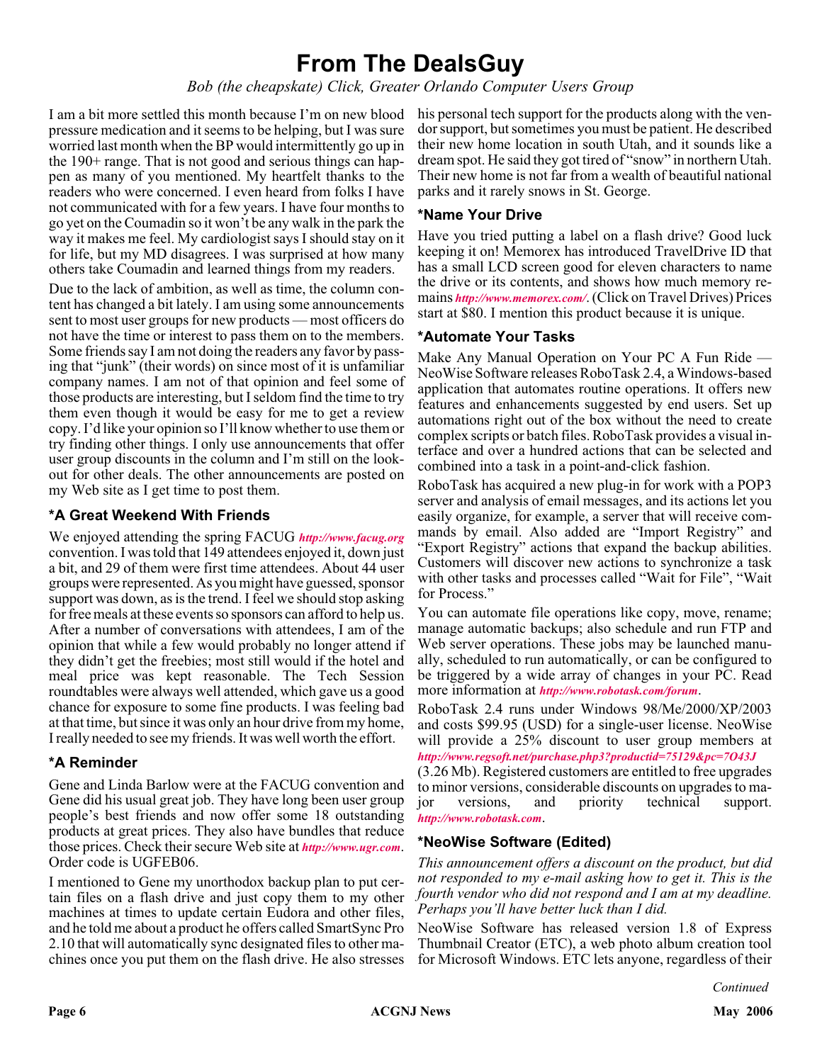# From The DealsGuy

*Bob (the cheapskate) Click, Greater Orlando Computer Users Group*

I am a bit more settled this month because I'm on new blood pressure medication and it seems to be helping, but I was sure worried last month when the BP would intermittently go up in the 190+ range. That is not good and serious things can happen as many of you mentioned. My heartfelt thanks to the readers who were concerned. I even heard from folks I have not communicated with for a few years. I have four months to go yet on the Coumadin so it won't be any walk in the park the way it makes me feel. My cardiologist says I should stay on it for life, but my MD disagrees. I was surprised at how many others take Coumadin and learned things from my readers.

Due to the lack of ambition, as well as time, the column content has changed a bit lately. I am using some announcements sent to most user groups for new products — most officers do not have the time or interest to pass them on to the members. Some friends say I am not doing the readers any favor by passing that "junk" (their words) on since most of it is unfamiliar company names. I am not of that opinion and feel some of those products are interesting, but I seldom find the time to try them even though it would be easy for me to get a review copy. I'd like your opinion so I'll know whether to use them or try finding other things. I only use announcements that offer user group discounts in the column and I'm still on the lookout for other deals. The other announcements are posted on my Web site as I get time to post them.

### *A Great Weekend With Friends

We enjoyed attending the spring FACUG ***http://www.facug.org*** convention. I was told that 149 attendees enjoyed it, down just a bit, and 29 of them were first time attendees. About 44 user groups were represented. As you might have guessed, sponsor support was down, as is the trend. I feel we should stop asking for free meals at these events so sponsors can afford to help us. After a number of conversations with attendees, I am of the opinion that while a few would probably no longer attend if they didn't get the freebies; most still would if the hotel and meal price was kept reasonable. The Tech Session roundtables were always well attended, which gave us a good chance for exposure to some fine products. I was feeling bad at that time, but since it was only an hour drive from my home, I really needed to see my friends. It was well worth the effort.

### *A Reminder

Gene and Linda Barlow were at the FACUG convention and Gene did his usual great job. They have long been user group people's best friends and now offer some 18 outstanding products at great prices. They also have bundles that reduce those prices. Check their secure Web site at ***http://www.ugr.com***. Order code is UGFEB06.

I mentioned to Gene my unorthodox backup plan to put certain files on a flash drive and just copy them to my other machines at times to update certain Eudora and other files, and he told me about a product he offers called SmartSync Pro 2.10 that will automatically sync designated files to other machines once you put them on the flash drive. He also stresses his personal tech support for the products along with the vendor support, but sometimes you must be patient. He described their new home location in south Utah, and it sounds like a dream spot. He said they got tired of "snow" in northern Utah. Their new home is not far from a wealth of beautiful national parks and it rarely snows in St. George.

### *Name Your Drive

Have you tried putting a label on a flash drive? Good luck keeping it on! Memorex has introduced TravelDrive ID that has a small LCD screen good for eleven characters to name the drive or its contents, and shows how much memory remains ***http://www.memorex.com/***. (Click on Travel Drives) Prices start at $80. I mention this product because it is unique.

### *Automate Your Tasks

Make Any Manual Operation on Your PC A Fun Ride — NeoWise Software releases RoboTask 2.4, a Windows-based application that automates routine operations. It offers new features and enhancements suggested by end users. Set up automations right out of the box without the need to create complex scripts or batch files. RoboTask provides a visual interface and over a hundred actions that can be selected and combined into a task in a point-and-click fashion.

RoboTask has acquired a new plug-in for work with a POP3 server and analysis of email messages, and its actions let you easily organize, for example, a server that will receive commands by email. Also added are "Import Registry" and "Export Registry" actions that expand the backup abilities. Customers will discover new actions to synchronize a task with other tasks and processes called "Wait for File", "Wait for Process."

You can automate file operations like copy, move, rename; manage automatic backups; also schedule and run FTP and Web server operations. These jobs may be launched manually, scheduled to run automatically, or can be configured to be triggered by a wide array of changes in your PC. Read more information at ***http://www.robotask.com/forum***.

RoboTask 2.4 runs under Windows 98/Me/2000/XP/2003 and costs $99.95 (USD) for a single-user license. NeoWise will provide a 25% discount to user group members at ***http://www.regsoft.net/purchase.php3?productid=75129&pc=7O43J*** (3.26 Mb). Registered customers are entitled to free upgrades to minor versions, considerable discounts on upgrades to major versions, and priority technical support. ***http://www.robotask.com***.

### *NeoWise Software (Edited)

*This announcement offers a discount on the product, but did not responded to my e-mail asking how to get it. This is the fourth vendor who did not respond and I am at my deadline. Perhaps you'll have better luck than I did.*

NeoWise Software has released version 1.8 of Express Thumbnail Creator (ETC), a web photo album creation tool for Microsoft Windows. ETC lets anyone, regardless of their

*Continued*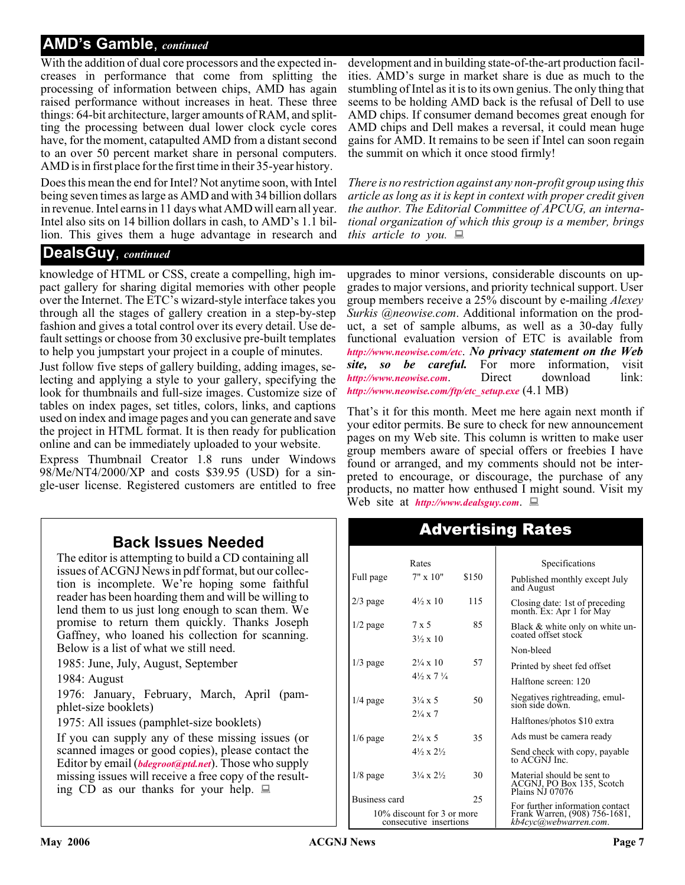## AMD's Gamble, *continued*

With the addition of dual core processors and the expected increases in performance that come from splitting the processing of information between chips, AMD has again raised performance without increases in heat. These three things: 64-bit architecture, larger amounts of RAM, and splitting the processing between dual lower clock cycle cores have, for the moment, catapulted AMD from a distant second to an over 50 percent market share in personal computers. AMD is in first place for the first time in their 35-year history.

Does this mean the end for Intel? Not anytime soon, with Intel being seven times as large as AMD and with 34 billion dollars in revenue. Intel earns in 11 days what AMD will earn all year. Intel also sits on 14 billion dollars in cash, to AMD's 1.1 billion. This gives them a huge advantage in research and development and in building state-of-the-art production facilities. AMD's surge in market share is due as much to the stumbling of Intel as it is to its own genius. The only thing that seems to be holding AMD back is the refusal of Dell to use AMD chips. If consumer demand becomes great enough for AMD chips and Dell makes a reversal, it could mean huge gains for AMD. It remains to be seen if Intel can soon regain the summit on which it once stood firmly!

*There is no restriction against any non-profit group using this article as long as it is kept in context with proper credit given the author. The Editorial Committee of APCUG, an international organization of which this group is a member, brings this article to you.*

## DealsGuy, *continued*

knowledge of HTML or CSS, create a compelling, high impact gallery for sharing digital memories with other people over the Internet. The ETC's wizard-style interface takes you through all the stages of gallery creation in a step-by-step fashion and gives a total control over its every detail. Use default settings or choose from 30 exclusive pre-built templates to help you jumpstart your project in a couple of minutes.

Just follow five steps of gallery building, adding images, selecting and applying a style to your gallery, specifying the look for thumbnails and full-size images. Customize size of tables on index pages, set titles, colors, links, and captions used on index and image pages and you can generate and save the project in HTML format. It is then ready for publication online and can be immediately uploaded to your website.

Express Thumbnail Creator 1.8 runs under Windows 98/Me/NT4/2000/XP and costs $39.95 (USD) for a single-user license. Registered customers are entitled to free upgrades to minor versions, considerable discounts on upgrades to major versions, and priority technical support. User group members receive a 25% discount by e-mailing *Alexey Surkis @neowise.com*. Additional information on the product, a set of sample albums, as well as a 30-day fully functional evaluation version of ETC is available from *http://www.neowise.com/etc*. ***No privacy statement on the Web site, so be careful.*** For more information, visit *http://www.neowise.com*. Direct download link: *http://www.neowise.com/ftp/etc_setup.exe* (4.1 MB)

That's it for this month. Meet me here again next month if your editor permits. Be sure to check for new announcement pages on my Web site. This column is written to make user group members aware of special offers or freebies I have found or arranged, and my comments should not be interpreted to encourage, or discourage, the purchase of any products, no matter how enthused I might sound. Visit my Web site at *http://www.dealsguy.com*.

## Back Issues Needed

The editor is attempting to build a CD containing all issues of ACGNJ News in pdf format, but our collection is incomplete. We're hoping some faithful reader has been hoarding them and will be willing to lend them to us just long enough to scan them. We promise to return them quickly. Thanks Joseph Gaffney, who loaned his collection for scanning. Below is a list of what we still need.

1985: June, July, August, September

1984: August

1976: January, February, March, April (pamphlet-size booklets)

1975: All issues (pamphlet-size booklets)

If you can supply any of these missing issues (or scanned images or good copies), please contact the Editor by email (*bdegroot@ptd.net*). Those who supply missing issues will receive a free copy of the resulting CD as our thanks for your help.

## Advertising Rates

| Rates | | |
|---|---|---|
| Full page | 7" x 10" | $150 |
| 2/3 page | 4½ x 10 | 115 |
| 1/2 page | 7 x 5<br>3½ x 10 | 85 |
| 1/3 page | 2¼ x 10<br>4½ x 7 ¼ | 57 |
| 1/4 page | 3¼ x 5<br>2¼ x 7 | 50 |
| 1/6 page | 2¼ x 5<br>4½ x 2½ | 35 |
| 1/8 page | 3¼ x 2½ | 30 |
| Business card | | 25 |

10% discount for 3 or more consecutive insertions

**Specifications**

- Published monthly except July and August
- Closing date: 1st of preceding month. Ex: Apr 1 for May
- Black & white only on white uncoated offset stock
- Non-bleed
- Printed by sheet fed offset
- Halftone screen: 120
- Negatives rightreading, emulsion side down.
- Halftones/photos $10 extra
- Ads must be camera ready
- Send check with copy, payable to ACGNJ Inc.
- Material should be sent to ACGNJ, PO Box 135, Scotch Plains NJ 07076
- For further information contact Frank Warren, (908) 756-1681, *kb4cyc@webwarren.com*.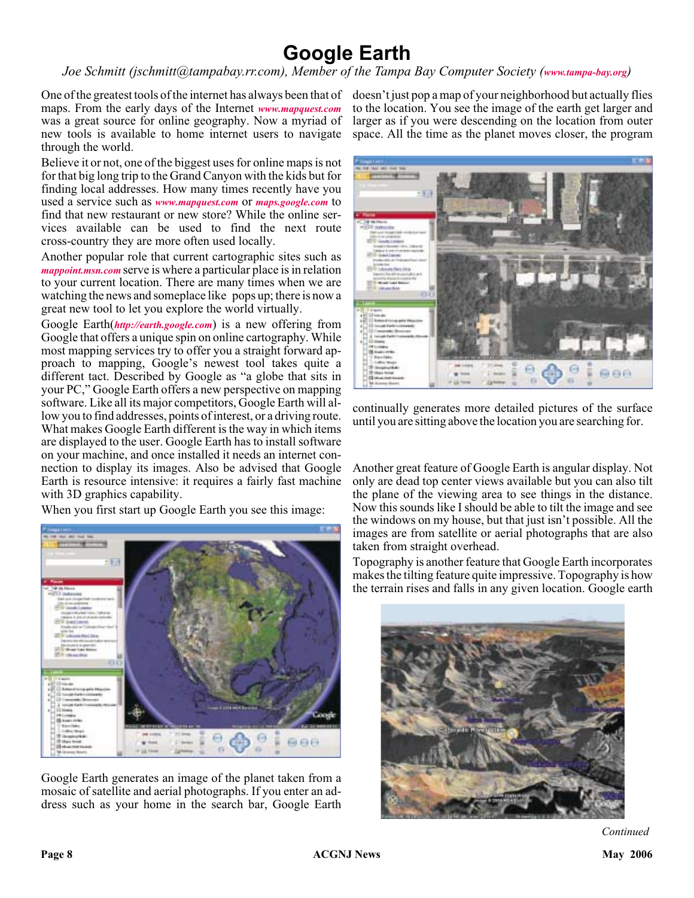# Google Earth

*Joe Schmitt (jschmitt@tampabay.rr.com), Member of the Tampa Bay Computer Society (www.tampa-bay.org)*

One of the greatest tools of the internet has always been that of maps. From the early days of the Internet *www.mapquest.com* was a great source for online geography. Now a myriad of new tools is available to home internet users to navigate through the world.

Believe it or not, one of the biggest uses for online maps is not for that big long trip to the Grand Canyon with the kids but for finding local addresses. How many times recently have you used a service such as *www.mapquest.com* or *maps.google.com* to find that new restaurant or new store? While the online services available can be used to find the next route cross-country they are more often used locally.

Another popular role that current cartographic sites such as *mappoint.msn.com* serve is where a particular place is in relation to your current location. There are many times when we are watching the news and someplace like pops up; there is now a great new tool to let you explore the world virtually.

Google Earth(*http://earth.google.com*) is a new offering from Google that offers a unique spin on online cartography. While most mapping services try to offer you a straight forward approach to mapping, Google's newest tool takes quite a different tact. Described by Google as "a globe that sits in your PC," Google Earth offers a new perspective on mapping software. Like all its major competitors, Google Earth will allow you to find addresses, points of interest, or a driving route. What makes Google Earth different is the way in which items are displayed to the user. Google Earth has to install software on your machine, and once installed it needs an internet connection to display its images. Also be advised that Google Earth is resource intensive: it requires a fairly fast machine with 3D graphics capability.

When you first start up Google Earth you see this image:

Google Earth generates an image of the planet taken from a mosaic of satellite and aerial photographs. If you enter an address such as your home in the search bar, Google Earth doesn't just pop a map of your neighborhood but actually flies to the location. You see the image of the earth get larger and larger as if you were descending on the location from outer space. All the time as the planet moves closer, the program continually generates more detailed pictures of the surface until you are sitting above the location you are searching for.

Another great feature of Google Earth is angular display. Not only are dead top center views available but you can also tilt the plane of the viewing area to see things in the distance. Now this sounds like I should be able to tilt the image and see the windows on my house, but that just isn't possible. All the images are from satellite or aerial photographs that are also taken from straight overhead.

Topography is another feature that Google Earth incorporates makes the tilting feature quite impressive. Topography is how the terrain rises and falls in any given location. Google earth

*Continued*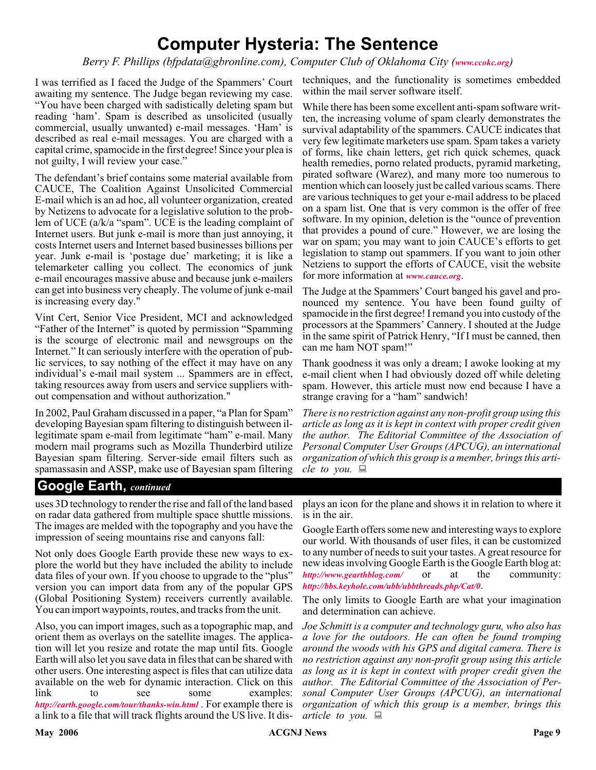# Computer Hysteria: The Sentence

*Berry F. Phillips (bfpdata@gbronline.com), Computer Club of Oklahoma City (www.ccokc.org)*

I was terrified as I faced the Judge of the Spammers' Court awaiting my sentence. The Judge began reviewing my case. "You have been charged with sadistically deleting spam but reading 'ham'. Spam is described as unsolicited (usually commercial, usually unwanted) e-mail messages. 'Ham' is described as real e-mail messages. You are charged with a capital crime, spamocide in the first degree! Since your plea is not guilty, I will review your case."

The defendant's brief contains some material available from CAUCE, The Coalition Against Unsolicited Commercial E-mail which is an ad hoc, all volunteer organization, created by Netizens to advocate for a legislative solution to the problem of UCE (a/k/a "spam". UCE is the leading complaint of Internet users. But junk e-mail is more than just annoying, it costs Internet users and Internet based businesses billions per year. Junk e-mail is 'postage due' marketing; it is like a telemarketer calling you collect. The economics of junk e-mail encourages massive abuse and because junk e-mailers can get into business very cheaply. The volume of junk e-mail is increasing every day."

Vint Cert, Senior Vice President, MCI and acknowledged "Father of the Internet" is quoted by permission "Spamming is the scourge of electronic mail and newsgroups on the Internet." It can seriously interfere with the operation of public services, to say nothing of the effect it may have on any individual's e-mail mail system ... Spammers are in effect, taking resources away from users and service suppliers without compensation and without authorization."

In 2002, Paul Graham discussed in a paper, "a Plan for Spam" developing Bayesian spam filtering to distinguish between illegitimate spam e-mail from legitimate "ham" e-mail. Many modern mail programs such as Mozilla Thunderbird utilize Bayesian spam filtering. Server-side email filters such as spamassasin and ASSP, make use of Bayesian spam filtering techniques, and the functionality is sometimes embedded within the mail server software itself.

While there has been some excellent anti-spam software written, the increasing volume of spam clearly demonstrates the survival adaptability of the spammers. CAUCE indicates that very few legitimate marketers use spam. Spam takes a variety of forms, like chain letters, get rich quick schemes, quack health remedies, porno related products, pyramid marketing, pirated software (Warez), and many more too numerous to mention which can loosely just be called various scams. There are various techniques to get your e-mail address to be placed on a spam list. One that is very common is the offer of free software. In my opinion, deletion is the "ounce of prevention that provides a pound of cure." However, we are losing the war on spam; you may want to join CAUCE's efforts to get legislation to stamp out spammers. If you want to join other Netziens to support the efforts of CAUCE, visit the website for more information at *www.cauce.org*.

The Judge at the Spammers' Court banged his gavel and pronounced my sentence. You have been found guilty of spamocide in the first degree! I remand you into custody of the processors at the Spammers' Cannery. I shouted at the Judge in the same spirit of Patrick Henry, "If I must be canned, then can me ham NOT spam!"

Thank goodness it was only a dream; I awoke looking at my e-mail client when I had obviously dozed off while deleting spam. However, this article must now end because I have a strange craving for a "ham" sandwich!

*There is no restriction against any non-profit group using this article as long as it is kept in context with proper credit given the author. The Editorial Committee of the Association of Personal Computer User Groups (APCUG), an international organization of which this group is a member, brings this article to you.*

## Google Earth, *continued*

uses 3D technology to render the rise and fall of the land based on radar data gathered from multiple space shuttle missions. The images are melded with the topography and you have the impression of seeing mountains rise and canyons fall:

Not only does Google Earth provide these new ways to explore the world but they have included the ability to include data files of your own. If you choose to upgrade to the "plus" version you can import data from any of the popular GPS (Global Positioning System) receivers currently available. You can import waypoints, routes, and tracks from the unit.

Also, you can import images, such as a topographic map, and orient them as overlays on the satellite images. The application will let you resize and rotate the map until fits. Google Earth will also let you save data in files that can be shared with other users. One interesting aspect is files that can utilize data available on the web for dynamic interaction. Click on this link to see some examples: *http://earth.google.com/tour/thanks-win.html* . For example there is a link to a file that will track flights around the US live. It displays an icon for the plane and shows it in relation to where it is in the air.

Google Earth offers some new and interesting ways to explore our world. With thousands of user files, it can be customized to any number of needs to suit your tastes. A great resource for new ideas involving Google Earth is the Google Earth blog at: *http://www.gearthblog.com/* or at the community: *http://bbs.keyhole.com/ubb/ubbthreads.php/Cat/0*.

The only limits to Google Earth are what your imagination and determination can achieve.

*Joe Schmitt is a computer and technology guru, who also has a love for the outdoors. He can often be found tromping around the woods with his GPS and digital camera. There is no restriction against any non-profit group using this article as long as it is kept in context with proper credit given the author. The Editorial Committee of the Association of Personal Computer User Groups (APCUG), an international organization of which this group is a member, brings this article to you.*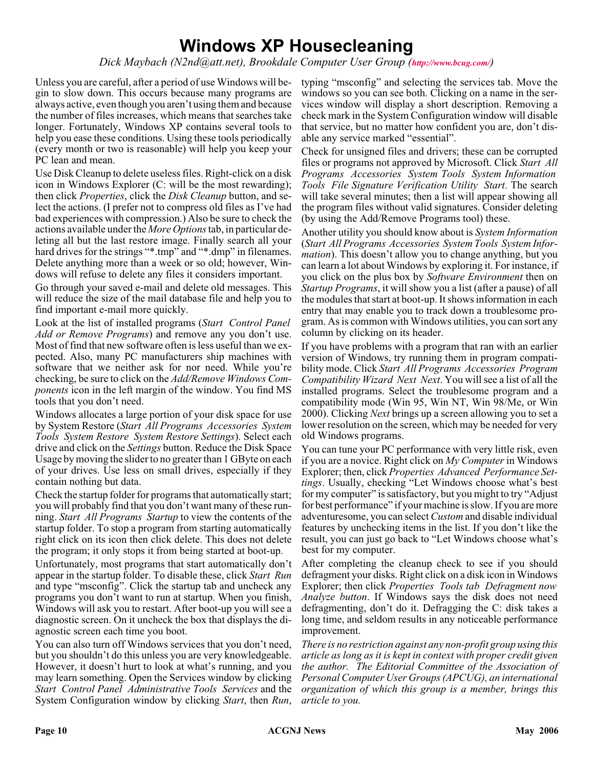# Windows XP Housecleaning

*Dick Maybach (N2nd@att.net), Brookdale Computer User Group (http://www.bcug.com/)*

Unless you are careful, after a period of use Windows will begin to slow down. This occurs because many programs are always active, even though you aren't using them and because the number of files increases, which means that searches take longer. Fortunately, Windows XP contains several tools to help you ease these conditions. Using these tools periodically (every month or two is reasonable) will help you keep your PC lean and mean.

Use Disk Cleanup to delete useless files. Right-click on a disk icon in Windows Explorer (C: will be the most rewarding); then click *Properties*, click the *Disk Cleanup* button, and select the actions. (I prefer not to compress old files as I've had bad experiences with compression.) Also be sure to check the actions available under the *More Options* tab, in particular deleting all but the last restore image. Finally search all your hard drives for the strings "*.tmp" and "*.dmp" in filenames. Delete anything more than a week or so old; however, Windows will refuse to delete any files it considers important.

Go through your saved e-mail and delete old messages. This will reduce the size of the mail database file and help you to find important e-mail more quickly.

Look at the list of installed programs (*Start Control Panel Add or Remove Programs*) and remove any you don't use. Most of find that new software often is less useful than we expected. Also, many PC manufacturers ship machines with software that we neither ask for nor need. While you're checking, be sure to click on the *Add/Remove Windows Components* icon in the left margin of the window. You find MS tools that you don't need.

Windows allocates a large portion of your disk space for use by System Restore (*Start All Programs Accessories System Tools System Restore System Restore Settings*). Select each drive and click on the *Settings* button. Reduce the Disk Space Usage by moving the slider to no greater than 1 GByte on each of your drives. Use less on small drives, especially if they contain nothing but data.

Check the startup folder for programs that automatically start; you will probably find that you don't want many of these running. *Start All Programs Startup* to view the contents of the startup folder. To stop a program from starting automatically right click on its icon then click delete. This does not delete the program; it only stops it from being started at boot-up.

Unfortunately, most programs that start automatically don't appear in the startup folder. To disable these, click *Start Run* and type "msconfig". Click the startup tab and uncheck any programs you don't want to run at startup. When you finish, Windows will ask you to restart. After boot-up you will see a diagnostic screen. On it uncheck the box that displays the diagnostic screen each time you boot.

You can also turn off Windows services that you don't need, but you shouldn't do this unless you are very knowledgeable. However, it doesn't hurt to look at what's running, and you may learn something. Open the Services window by clicking *Start Control Panel Administrative Tools Services* and the System Configuration window by clicking *Start*, then *Run*, typing "msconfig" and selecting the services tab. Move the windows so you can see both. Clicking on a name in the services window will display a short description. Removing a check mark in the System Configuration window will disable that service, but no matter how confident you are, don't disable any service marked "essential".

Check for unsigned files and drivers; these can be corrupted files or programs not approved by Microsoft. Click *Start All Programs Accessories System Tools System Information Tools File Signature Verification Utility Start*. The search will take several minutes; then a list will appear showing all the program files without valid signatures. Consider deleting (by using the Add/Remove Programs tool) these.

Another utility you should know about is *System Information* (*Start All Programs Accessories System Tools System Information*). This doesn't allow you to change anything, but you can learn a lot about Windows by exploring it. For instance, if you click on the plus box by *Software Environment* then on *Startup Programs*, it will show you a list (after a pause) of all the modules that start at boot-up. It shows information in each entry that may enable you to track down a troublesome program. As is common with Windows utilities, you can sort any column by clicking on its header.

If you have problems with a program that ran with an earlier version of Windows, try running them in program compatibility mode. Click *Start All Programs Accessories Program Compatibility Wizard Next Next*. You will see a list of all the installed programs. Select the troublesome program and a compatibility mode (Win 95, Win NT, Win 98/Me, or Win 2000). Clicking *Next* brings up a screen allowing you to set a lower resolution on the screen, which may be needed for very old Windows programs.

You can tune your PC performance with very little risk, even if you are a novice. Right click on *My Computer* in Windows Explorer; then, click *Properties Advanced Performance Settings*. Usually, checking "Let Windows choose what's best for my computer" is satisfactory, but you might to try "Adjust for best performance" if your machine is slow. If you are more adventuresome, you can select *Custom* and disable individual features by unchecking items in the list. If you don't like the result, you can just go back to "Let Windows choose what's best for my computer.

After completing the cleanup check to see if you should defragment your disks. Right click on a disk icon in Windows Explorer; then click *Properties Tools tab Defragment now Analyze button*. If Windows says the disk does not need defragmenting, don't do it. Defragging the C: disk takes a long time, and seldom results in any noticeable performance improvement.

*There is no restriction against any non-profit group using this article as long as it is kept in context with proper credit given the author. The Editorial Committee of the Association of Personal Computer User Groups (APCUG), an international organization of which this group is a member, brings this article to you.*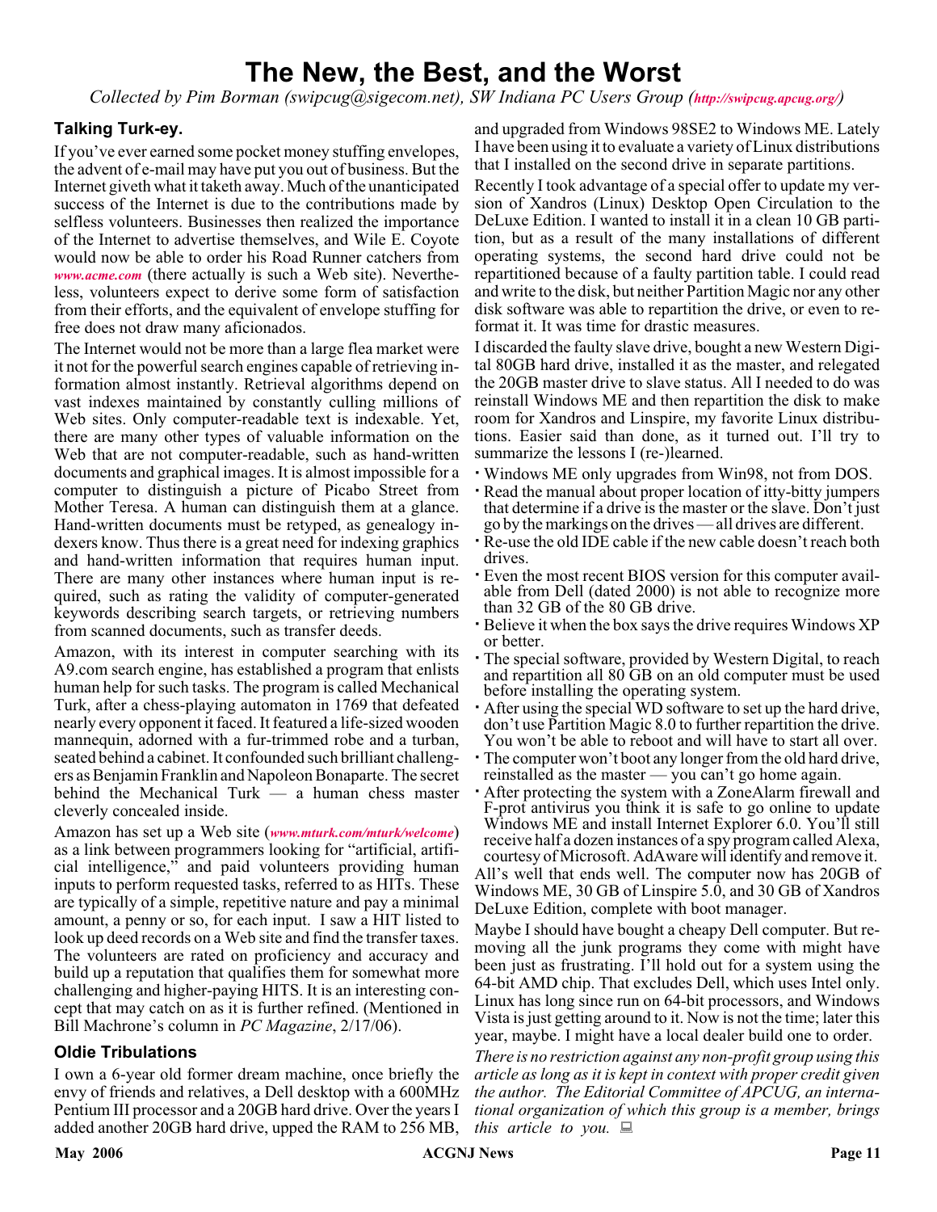# The New, the Best, and the Worst

*Collected by Pim Borman (swipcug@sigecom.net), SW Indiana PC Users Group (http://swipcug.apcug.org/)*

### Talking Turk-ey.

If you've ever earned some pocket money stuffing envelopes, the advent of e-mail may have put you out of business. But the Internet giveth what it taketh away. Much of the unanticipated success of the Internet is due to the contributions made by selfless volunteers. Businesses then realized the importance of the Internet to advertise themselves, and Wile E. Coyote would now be able to order his Road Runner catchers from *www.acme.com* (there actually is such a Web site). Nevertheless, volunteers expect to derive some form of satisfaction from their efforts, and the equivalent of envelope stuffing for free does not draw many aficionados.

The Internet would not be more than a large flea market were it not for the powerful search engines capable of retrieving information almost instantly. Retrieval algorithms depend on vast indexes maintained by constantly culling millions of Web sites. Only computer-readable text is indexable. Yet, there are many other types of valuable information on the Web that are not computer-readable, such as hand-written documents and graphical images. It is almost impossible for a computer to distinguish a picture of Picabo Street from Mother Teresa. A human can distinguish them at a glance. Hand-written documents must be retyped, as genealogy indexers know. Thus there is a great need for indexing graphics and hand-written information that requires human input. There are many other instances where human input is required, such as rating the validity of computer-generated keywords describing search targets, or retrieving numbers from scanned documents, such as transfer deeds.

Amazon, with its interest in computer searching with its A9.com search engine, has established a program that enlists human help for such tasks. The program is called Mechanical Turk, after a chess-playing automaton in 1769 that defeated nearly every opponent it faced. It featured a life-sized wooden mannequin, adorned with a fur-trimmed robe and a turban, seated behind a cabinet. It confounded such brilliant challengers as Benjamin Franklin and Napoleon Bonaparte. The secret behind the Mechanical Turk — a human chess master cleverly concealed inside.

Amazon has set up a Web site (*www.mturk.com/mturk/welcome*) as a link between programmers looking for "artificial, artificial intelligence," and paid volunteers providing human inputs to perform requested tasks, referred to as HITs. These are typically of a simple, repetitive nature and pay a minimal amount, a penny or so, for each input. I saw a HIT listed to look up deed records on a Web site and find the transfer taxes. The volunteers are rated on proficiency and accuracy and build up a reputation that qualifies them for somewhat more challenging and higher-paying HITS. It is an interesting concept that may catch on as it is further refined. (Mentioned in Bill Machrone's column in *PC Magazine*, 2/17/06).

### Oldie Tribulations

I own a 6-year old former dream machine, once briefly the envy of friends and relatives, a Dell desktop with a 600MHz Pentium III processor and a 20GB hard drive. Over the years I added another 20GB hard drive, upped the RAM to 256 MB, and upgraded from Windows 98SE2 to Windows ME. Lately I have been using it to evaluate a variety of Linux distributions that I installed on the second drive in separate partitions.

Recently I took advantage of a special offer to update my version of Xandros (Linux) Desktop Open Circulation to the DeLuxe Edition. I wanted to install it in a clean 10 GB partition, but as a result of the many installations of different operating systems, the second hard drive could not be repartitioned because of a faulty partition table. I could read and write to the disk, but neither Partition Magic nor any other disk software was able to repartition the drive, or even to reformat it. It was time for drastic measures.

I discarded the faulty slave drive, bought a new Western Digital 80GB hard drive, installed it as the master, and relegated the 20GB master drive to slave status. All I needed to do was reinstall Windows ME and then repartition the disk to make room for Xandros and Linspire, my favorite Linux distributions. Easier said than done, as it turned out. I'll try to summarize the lessons I (re-)learned.

- Windows ME only upgrades from Win98, not from DOS.
- Read the manual about proper location of itty-bitty jumpers that determine if a drive is the master or the slave. Don't just go by the markings on the drives — all drives are different.
- Re-use the old IDE cable if the new cable doesn't reach both drives.
- Even the most recent BIOS version for this computer available from Dell (dated 2000) is not able to recognize more than 32 GB of the 80 GB drive.
- Believe it when the box says the drive requires Windows XP or better.
- The special software, provided by Western Digital, to reach and repartition all 80 GB on an old computer must be used before installing the operating system.
- After using the special WD software to set up the hard drive, don't use Partition Magic 8.0 to further repartition the drive. You won't be able to reboot and will have to start all over.
- The computer won't boot any longer from the old hard drive, reinstalled as the master — you can't go home again.
- After protecting the system with a ZoneAlarm firewall and F-prot antivirus you think it is safe to go online to update Windows ME and install Internet Explorer 6.0. You'll still receive half a dozen instances of a spy program called Alexa, courtesy of Microsoft. AdAware will identify and remove it.

All's well that ends well. The computer now has 20GB of Windows ME, 30 GB of Linspire 5.0, and 30 GB of Xandros DeLuxe Edition, complete with boot manager.

Maybe I should have bought a cheapy Dell computer. But removing all the junk programs they come with might have been just as frustrating. I'll hold out for a system using the 64-bit AMD chip. That excludes Dell, which uses Intel only. Linux has long since run on 64-bit processors, and Windows Vista is just getting around to it. Now is not the time; later this year, maybe. I might have a local dealer build one to order.

*There is no restriction against any non-profit group using this article as long as it is kept in context with proper credit given the author. The Editorial Committee of APCUG, an international organization of which this group is a member, brings this article to you.*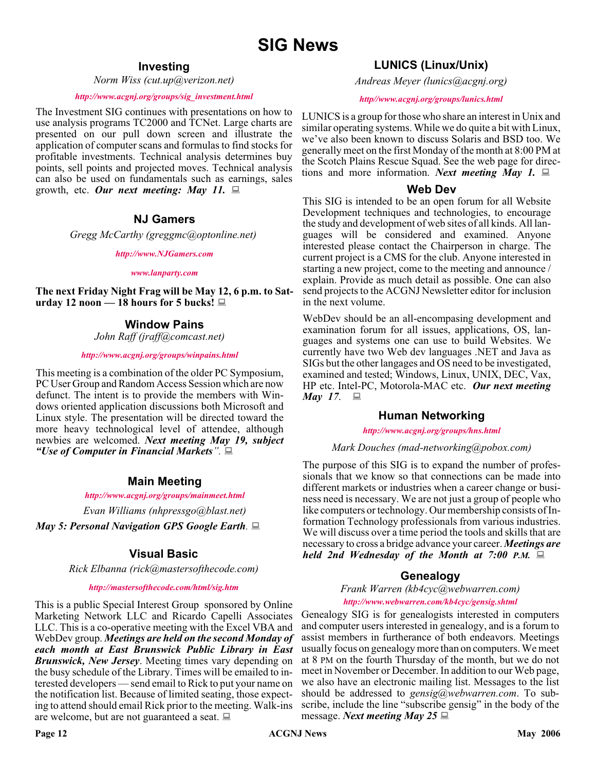# SIG News

## Investing

*Norm Wiss (cut.up@verizon.net)*

*http://www.acgnj.org/groups/sig_investment.html*

The Investment SIG continues with presentations on how to use analysis programs TC2000 and TCNet. Large charts are presented on our pull down screen and illustrate the application of computer scans and formulas to find stocks for profitable investments. Technical analysis determines buy points, sell points and projected moves. Technical analysis can also be used on fundamentals such as earnings, sales growth, etc. ***Our next meeting: May 11.***

## NJ Gamers

*Gregg McCarthy (greggmc@optonline.net)*

*http://www.NJGamers.com*

*www.lanparty.com*

**The next Friday Night Frag will be May 12, 6 p.m. to Saturday 12 noon — 18 hours for 5 bucks!**

## Window Pains

*John Raff (jraff@comcast.net)*

*http://www.acgnj.org/groups/winpains.html*

This meeting is a combination of the older PC Symposium, PC User Group and Random Access Session which are now defunct. The intent is to provide the members with Windows oriented application discussions both Microsoft and Linux style. The presentation will be directed toward the more heavy technological level of attendee, although newbies are welcomed. ***Next meeting May 19, subject "Use of Computer in Financial Markets"***.

## Main Meeting

*http://www.acgnj.org/groups/mainmeet.html*

*Evan Williams (nhpressgo@blast.net)*

***May 5: Personal Navigation GPS Google Earth***.

## Visual Basic

*Rick Elbanna (rick@mastersofthecode.com)*

*http://mastersofthecode.com/html/sig.htm*

This is a public Special Interest Group sponsored by Online Marketing Network LLC and Ricardo Capelli Associates LLC. This is a co-operative meeting with the Excel VBA and WebDev group. ***Meetings are held on the second Monday of each month at East Brunswick Public Library in East Brunswick, New Jersey***. Meeting times vary depending on the busy schedule of the Library. Times will be emailed to interested developers — send email to Rick to put your name on the notification list. Because of limited seating, those expecting to attend should email Rick prior to the meeting. Walk-ins are welcome, but are not guaranteed a seat.

## LUNICS (Linux/Unix)

*Andreas Meyer (lunics@acgnj.org)*

*http//www.acgnj.org/groups/lunics.html*

LUNICS is a group for those who share an interest in Unix and similar operating systems. While we do quite a bit with Linux, we've also been known to discuss Solaris and BSD too. We generally meet on the first Monday of the month at 8:00 PM at the Scotch Plains Rescue Squad. See the web page for directions and more information. ***Next meeting May 1.***

## Web Dev

This SIG is intended to be an open forum for all Website Development techniques and technologies, to encourage the study and development of web sites of all kinds. All languages will be considered and examined. Anyone interested please contact the Chairperson in charge. The current project is a CMS for the club. Anyone interested in starting a new project, come to the meeting and announce / explain. Provide as much detail as possible. One can also send projects to the ACGNJ Newsletter editor for inclusion in the next volume.

WebDev should be an all-encompasing development and examination forum for all issues, applications, OS, languages and systems one can use to build Websites. We currently have two Web dev languages .NET and Java as SIGs but the other langages and OS need to be investigated, examined and tested; Windows, Linux, UNIX, DEC, Vax, HP etc. Intel-PC, Motorola-MAC etc. ***Our next meeting May 17***.

## Human Networking

*http://www.acgnj.org/groups/hns.html*

*Mark Douches (mad-networking@pobox.com)*

The purpose of this SIG is to expand the number of professionals that we know so that connections can be made into different markets or industries when a career change or business need is necessary. We are not just a group of people who like computers or technology. Our membership consists of Information Technology professionals from various industries. We will discuss over a time period the tools and skills that are necessary to cross a bridge advance your career. ***Meetings are held 2nd Wednesday of the Month at 7:00 P.M.***

## Genealogy

*Frank Warren (kb4cyc@webwarren.com)*

*http://www.webwarren.com/kb4cyc/gensig.shtml*

Genealogy SIG is for genealogists interested in computers and computer users interested in genealogy, and is a forum to assist members in furtherance of both endeavors. Meetings usually focus on genealogy more than on computers. We meet at 8 PM on the fourth Thursday of the month, but we do not meet in November or December. In addition to our Web page, we also have an electronic mailing list. Messages to the list should be addressed to *gensig@webwarren.com*. To subscribe, include the line "subscribe gensig" in the body of the message. ***Next meeting May 25***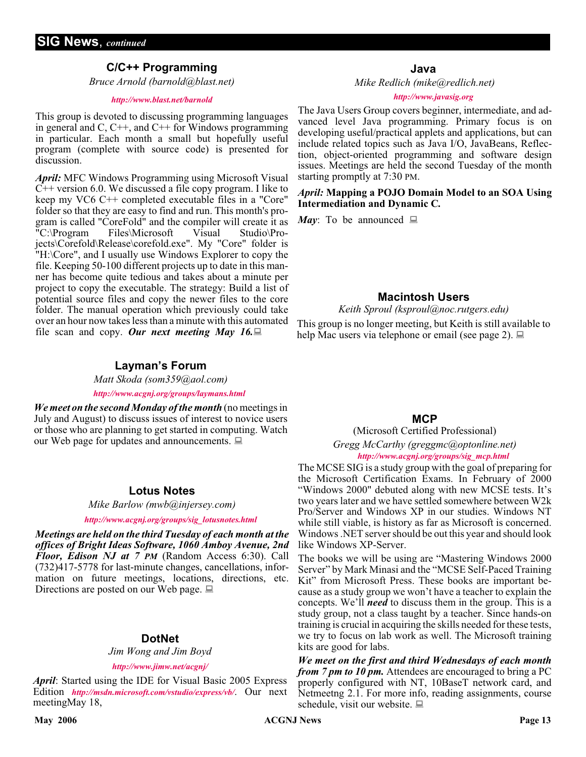## SIG News, *continued*

### C/C++ Programming

*Bruce Arnold (barnold@blast.net)*

***http://www.blast.net/barnold***

This group is devoted to discussing programming languages in general and C, C++, and C++ for Windows programming in particular. Each month a small but hopefully useful program (complete with source code) is presented for discussion.

***April:*** MFC Windows Programming using Microsoft Visual C++ version 6.0. We discussed a file copy program. I like to keep my VC6 C++ completed executable files in a "Core" folder so that they are easy to find and run. This month's program is called "CoreFold" and the compiler will create it as "C:\Program Files\Microsoft Visual Studio\Projects\Corefold\Release\corefold.exe". My "Core" folder is "H:\Core", and I usually use Windows Explorer to copy the file. Keeping 50-100 different projects up to date in this manner has become quite tedious and takes about a minute per project to copy the executable. The strategy: Build a list of potential source files and copy the newer files to the core folder. The manual operation which previously could take over an hour now takes less than a minute with this automated file scan and copy. ***Our next meeting May 16.***

### Layman's Forum

*Matt Skoda (som359@aol.com)*

***http://www.acgnj.org/groups/laymans.html***

***We meet on the second Monday of the month*** (no meetings in July and August) to discuss issues of interest to novice users or those who are planning to get started in computing. Watch our Web page for updates and announcements.

### Lotus Notes

*Mike Barlow (mwb@injersey.com)*

***http://www.acgnj.org/groups/sig_lotusnotes.html***

***Meetings are held on the third Tuesday of each month at the offices of Bright Ideas Software, 1060 Amboy Avenue, 2nd Floor, Edison NJ at 7 PM*** (Random Access 6:30). Call (732)417-5778 for last-minute changes, cancellations, information on future meetings, locations, directions, etc. Directions are posted on our Web page.

### DotNet

*Jim Wong and Jim Boyd*

***http://www.jimw.net/acgnj/***

***April***: Started using the IDE for Visual Basic 2005 Express Edition ***http://msdn.microsoft.com/vstudio/express/vb/***. Our next meetingMay 18,

### Java

*Mike Redlich (mike@redlich.net)*

***http://www.javasig.org***

The Java Users Group covers beginner, intermediate, and advanced level Java programming. Primary focus is on developing useful/practical applets and applications, but can include related topics such as Java I/O, JavaBeans, Reflection, object-oriented programming and software design issues. Meetings are held the second Tuesday of the month starting promptly at 7:30 PM.

***April:*** **Mapping a POJO Domain Model to an SOA Using Intermediation and Dynamic C.**

***May***: To be announced

### Macintosh Users

*Keith Sproul (ksproul@noc.rutgers.edu)*

This group is no longer meeting, but Keith is still available to help Mac users via telephone or email (see page 2).

### MCP

(Microsoft Certified Professional)

*Gregg McCarthy (greggmc@optonline.net)*

***http://www.acgnj.org/groups/sig_mcp.html***

The MCSE SIG is a study group with the goal of preparing for the Microsoft Certification Exams. In February of 2000 "Windows 2000" debuted along with new MCSE tests. It's two years later and we have settled somewhere between W2k Pro/Server and Windows XP in our studies. Windows NT while still viable, is history as far as Microsoft is concerned. Windows .NET server should be out this year and should look like Windows XP-Server.

The books we will be using are "Mastering Windows 2000 Server" by Mark Minasi and the "MCSE Self-Paced Training Kit" from Microsoft Press. These books are important because as a study group we won't have a teacher to explain the concepts. We'll ***need*** to discuss them in the group. This is a study group, not a class taught by a teacher. Since hands-on training is crucial in acquiring the skills needed for these tests, we try to focus on lab work as well. The Microsoft training kits are good for labs.

***We meet on the first and third Wednesdays of each month from 7 pm to 10 pm.*** Attendees are encouraged to bring a PC properly configured with NT, 10BaseT network card, and Netmeetng 2.1. For more info, reading assignments, course schedule, visit our website.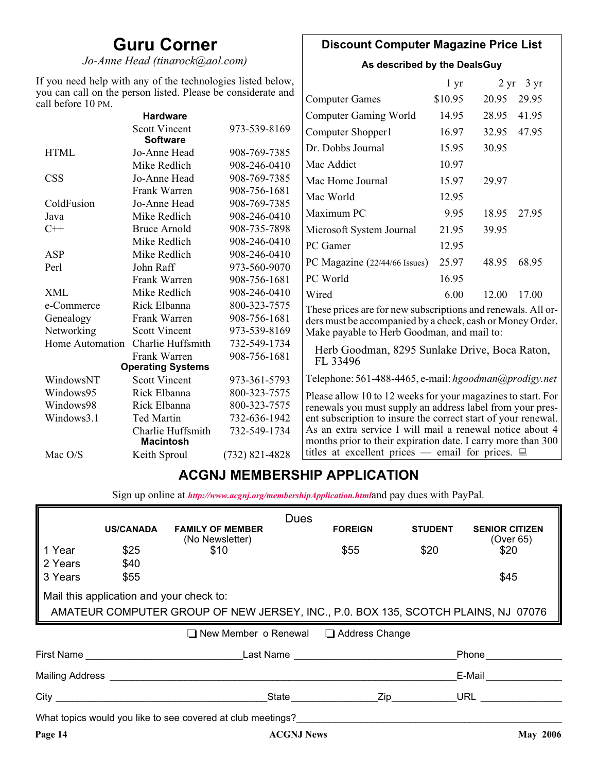# Guru Corner

*Jo-Anne Head (tinarock@aol.com)*

If you need help with any of the technologies listed below, you can call on the person listed. Please be considerate and call before 10 PM.

| | | |
|---|---|---|
| **Hardware** | | |
| | Scott Vincent | 973-539-8169 |
| **Software** | | |
| HTML | Jo-Anne Head | 908-769-7385 |
| | Mike Redlich | 908-246-0410 |
| CSS | Jo-Anne Head | 908-769-7385 |
| | Frank Warren | 908-756-1681 |
| ColdFusion | Jo-Anne Head | 908-769-7385 |
| Java | Mike Redlich | 908-246-0410 |
| C++ | Bruce Arnold | 908-735-7898 |
| | Mike Redlich | 908-246-0410 |
| ASP | Mike Redlich | 908-246-0410 |
| Perl | John Raff | 973-560-9070 |
| | Frank Warren | 908-756-1681 |
| XML | Mike Redlich | 908-246-0410 |
| e-Commerce | Rick Elbanna | 800-323-7575 |
| Genealogy | Frank Warren | 908-756-1681 |
| Networking | Scott Vincent | 973-539-8169 |
| Home Automation | Charlie Huffsmith | 732-549-1734 |
| | Frank Warren | 908-756-1681 |
| **Operating Systems** | | |
| WindowsNT | Scott Vincent | 973-361-5793 |
| Windows95 | Rick Elbanna | 800-323-7575 |
| Windows98 | Rick Elbanna | 800-323-7575 |
| Windows3.1 | Ted Martin | 732-636-1942 |
| | Charlie Huffsmith | 732-549-1734 |
| **Macintosh** | | |
| Mac O/S | Keith Sproul | (732) 821-4828 |

## Discount Computer Magazine Price List

**As described by the DealsGuy**

| | 1 yr | 2 yr | 3 yr |
|---|---|---|---|
| Computer Games | $10.95 | 20.95 | 29.95 |
| Computer Gaming World | 14.95 | 28.95 | 41.95 |
| Computer Shopper1 | 16.97 | 32.95 | 47.95 |
| Dr. Dobbs Journal | 15.95 | 30.95 | |
| Mac Addict | 10.97 | | |
| Mac Home Journal | 15.97 | 29.97 | |
| Mac World | 12.95 | | |
| Maximum PC | 9.95 | 18.95 | 27.95 |
| Microsoft System Journal | 21.95 | 39.95 | |
| PC Gamer | 12.95 | | |
| PC Magazine (22/44/66 Issues) | 25.97 | 48.95 | 68.95 |
| PC World | 16.95 | | |
| Wired | 6.00 | 12.00 | 17.00 |

These prices are for new subscriptions and renewals. All orders must be accompanied by a check, cash or Money Order. Make payable to Herb Goodman, and mail to:

Herb Goodman, 8295 Sunlake Drive, Boca Raton, FL 33496

Telephone: 561-488-4465, e-mail: *hgoodman@prodigy.net*

Please allow 10 to 12 weeks for your magazines to start. For renewals you must supply an address label from your present subscription to insure the correct start of your renewal. As an extra service I will mail a renewal notice about 4 months prior to their expiration date. I carry more than 300 titles at excellent prices — email for prices.

## ACGNJ MEMBERSHIP APPLICATION

Sign up online at *http://www.acgnj.org/membershipApplication.html* and pay dues with PayPal.

**Dues**

| | US/CANADA | FAMILY OF MEMBER (No Newsletter) | FOREIGN | STUDENT | SENIOR CITIZEN (Over 65) |
|---|---|---|---|---|---|
| 1 Year | $25 | $10 | $55 | $20 | $20 |
| 2 Years | $40 | | | | |
| 3 Years | $55 | | | | $45 |

Mail this application and your check to:

AMATEUR COMPUTER GROUP OF NEW JERSEY, INC., P.0. BOX 135, SCOTCH PLAINS, NJ 07076

❏ New Member o Renewal ❏ Address Change

First Name \_\_\_\_\_\_\_\_\_\_\_\_\_\_\_\_\_\_\_\_\_\_\_\_\_\_\_\_ Last Name \_\_\_\_\_\_\_\_\_\_\_\_\_\_\_\_\_\_\_\_\_\_\_\_\_\_\_\_ Phone \_\_\_\_\_\_\_\_\_\_\_\_\_\_

Mailing Address \_\_\_\_\_\_\_\_\_\_\_\_\_\_\_\_\_\_\_\_\_\_\_\_\_\_\_\_\_\_\_\_\_\_\_\_\_\_\_\_\_\_\_\_\_\_\_\_\_\_\_\_\_\_\_\_\_\_ E-Mail \_\_\_\_\_\_\_\_\_\_\_\_\_\_

City \_\_\_\_\_\_\_\_\_\_\_\_\_\_\_\_\_\_\_\_\_\_\_\_\_\_\_\_\_\_\_\_\_\_\_\_\_\_ State \_\_\_\_\_\_\_\_\_\_\_\_\_\_\_ Zip \_\_\_\_\_\_\_\_\_\_\_ URL \_\_\_\_\_\_\_\_\_\_\_\_\_\_\_

What topics would you like to see covered at club meetings? \_\_\_\_\_\_\_\_\_\_\_\_\_\_\_\_\_\_\_\_\_\_\_\_\_\_\_\_\_\_\_\_\_\_\_\_\_\_\_\_\_\_\_\_\_\_\_\_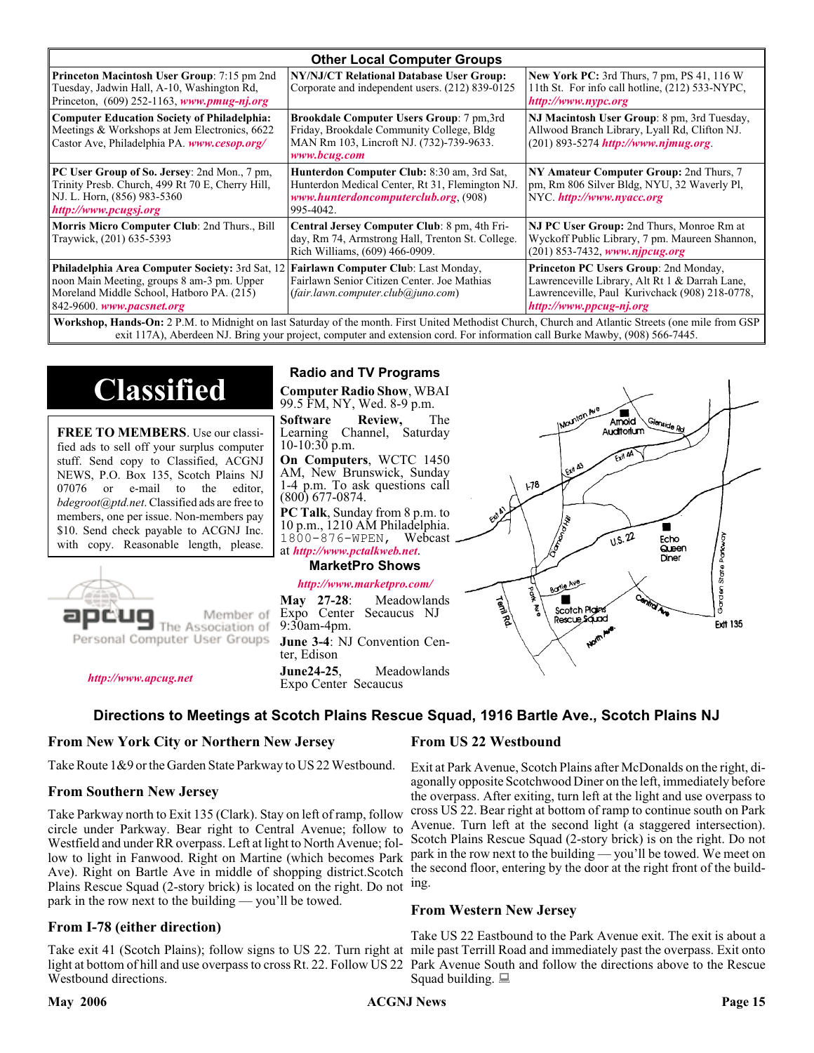## Other Local Computer Groups

| | | |
|---|---|---|
| **Princeton Macintosh User Group**: 7:15 pm 2nd Tuesday, Jadwin Hall, A-10, Washington Rd, Princeton, (609) 252-1163, ***www.pmug-nj.org*** | **NY/NJ/CT Relational Database User Group:** Corporate and independent users. (212) 839-0125 | **New York PC:** 3rd Thurs, 7 pm, PS 41, 116 W 11th St. For info call hotline, (212) 533-NYPC, ***http://www.nypc.org*** |
| **Computer Education Society of Philadelphia:** Meetings & Workshops at Jem Electronics, 6622 Castor Ave, Philadelphia PA. ***www.cesop.org/*** | **Brookdale Computer Users Group**: 7 pm,3rd Friday, Brookdale Community College, Bldg MAN Rm 103, Lincroft NJ. (732)-739-9633. ***www.bcug.com*** | **NJ Macintosh User Group**: 8 pm, 3rd Tuesday, Allwood Branch Library, Lyall Rd, Clifton NJ. (201) 893-5274 ***http://www.njmug.org***. |
| **PC User Group of So. Jersey**: 2nd Mon., 7 pm, Trinity Presb. Church, 499 Rt 70 E, Cherry Hill, NJ. L. Horn, (856) 983-5360 ***http://www.pcugsj.org*** | **Hunterdon Computer Club:** 8:30 am, 3rd Sat, Hunterdon Medical Center, Rt 31, Flemington NJ. ***www.hunterdoncomputerclub.org***, (908) 995-4042. | **NY Amateur Computer Group:** 2nd Thurs, 7 pm, Rm 806 Silver Bldg, NYU, 32 Waverly Pl, NYC. ***http://www.nyacc.org*** |
| **Morris Micro Computer Club**: 2nd Thurs., Bill Traywick, (201) 635-5393 | **Central Jersey Computer Club**: 8 pm, 4th Friday, Rm 74, Armstrong Hall, Trenton St. College. Rich Williams, (609) 466-0909. | **NJ PC User Group:** 2nd Thurs, Monroe Rm at Wyckoff Public Library, 7 pm. Maureen Shannon, (201) 853-7432, ***www.njpcug.org*** |
| **Philadelphia Area Computer Society:** 3rd Sat, 12 noon Main Meeting, groups 8 am-3 pm. Upper Moreland Middle School, Hatboro PA. (215) 842-9600. ***www.pacsnet.org*** | **Fairlawn Computer Clu**b: Last Monday, Fairlawn Senior Citizen Center. Joe Mathias (*fair.lawn.computer.club@juno.com*) | **Princeton PC Users Group**: 2nd Monday, Lawrenceville Library, Alt Rt 1 & Darrah Lane, Lawrenceville, Paul Kurivchack (908) 218-0778, ***http://www.ppcug-nj.org*** |

**Workshop, Hands-On:** 2 P.M. to Midnight on last Saturday of the month. First United Methodist Church, Church and Atlantic Streets (one mile from GSP exit 117A), Aberdeen NJ. Bring your project, computer and extension cord. For information call Burke Mawby, (908) 566-7445.

# Classified

**FREE TO MEMBERS**. Use our classified ads to sell off your surplus computer stuff. Send copy to Classified, ACGNJ NEWS, P.O. Box 135, Scotch Plains NJ 07076 or e-mail to the editor, *bdegroot@ptd.net*. Classified ads are free to members, one per issue. Non-members pay $10. Send check payable to ACGNJ Inc. with copy. Reasonable length, please.

apcug Member of The Association of Personal Computer User Groups

***http://www.apcug.net***

## Radio and TV Programs

**Computer Radio Show**, WBAI 99.5 FM, NY, Wed. 8-9 p.m.

**Software Review,** The Learning Channel, Saturday 10-10:30 p.m.

**On Computers**, WCTC 1450 AM, New Brunswick, Sunday 1-4 p.m. To ask questions call (800) 677-0874.

**PC Talk**, Sunday from 8 p.m. to 10 p.m., 1210 AM Philadelphia. 1800-876-WPEN, Webcast at ***http://www.pctalkweb.net***.

## MarketPro Shows

***http://www.marketpro.com/***

**May 27-28**: Meadowlands Expo Center Secaucus NJ 9:30am-4pm.

**June 3-4**: NJ Convention Center, Edison

**June24-25**, Meadowlands Expo Center Secaucus

## Directions to Meetings at Scotch Plains Rescue Squad, 1916 Bartle Ave., Scotch Plains NJ

### From New York City or Northern New Jersey

Take Route 1&9 or the Garden State Parkway to US 22 Westbound.

### From Southern New Jersey

Take Parkway north to Exit 135 (Clark). Stay on left of ramp, follow circle under Parkway. Bear right to Central Avenue; follow to Westfield and under RR overpass. Left at light to North Avenue; follow to light in Fanwood. Right on Martine (which becomes Park Ave). Right on Bartle Ave in middle of shopping district.Scotch Plains Rescue Squad (2-story brick) is located on the right. Do not park in the row next to the building — you'll be towed.

### From I-78 (either direction)

Take exit 41 (Scotch Plains); follow signs to US 22. Turn right at light at bottom of hill and use overpass to cross Rt. 22. Follow US 22 Westbound directions.

### From US 22 Westbound

Exit at Park Avenue, Scotch Plains after McDonalds on the right, diagonally opposite Scotchwood Diner on the left, immediately before the overpass. After exiting, turn left at the light and use overpass to cross US 22. Bear right at bottom of ramp to continue south on Park Avenue. Turn left at the second light (a staggered intersection). Scotch Plains Rescue Squad (2-story brick) is on the right. Do not park in the row next to the building — you'll be towed. We meet on the second floor, entering by the door at the right front of the building.

### From Western New Jersey

Take US 22 Eastbound to the Park Avenue exit. The exit is about a mile past Terrill Road and immediately past the overpass. Exit onto Park Avenue South and follow the directions above to the Rescue Squad building.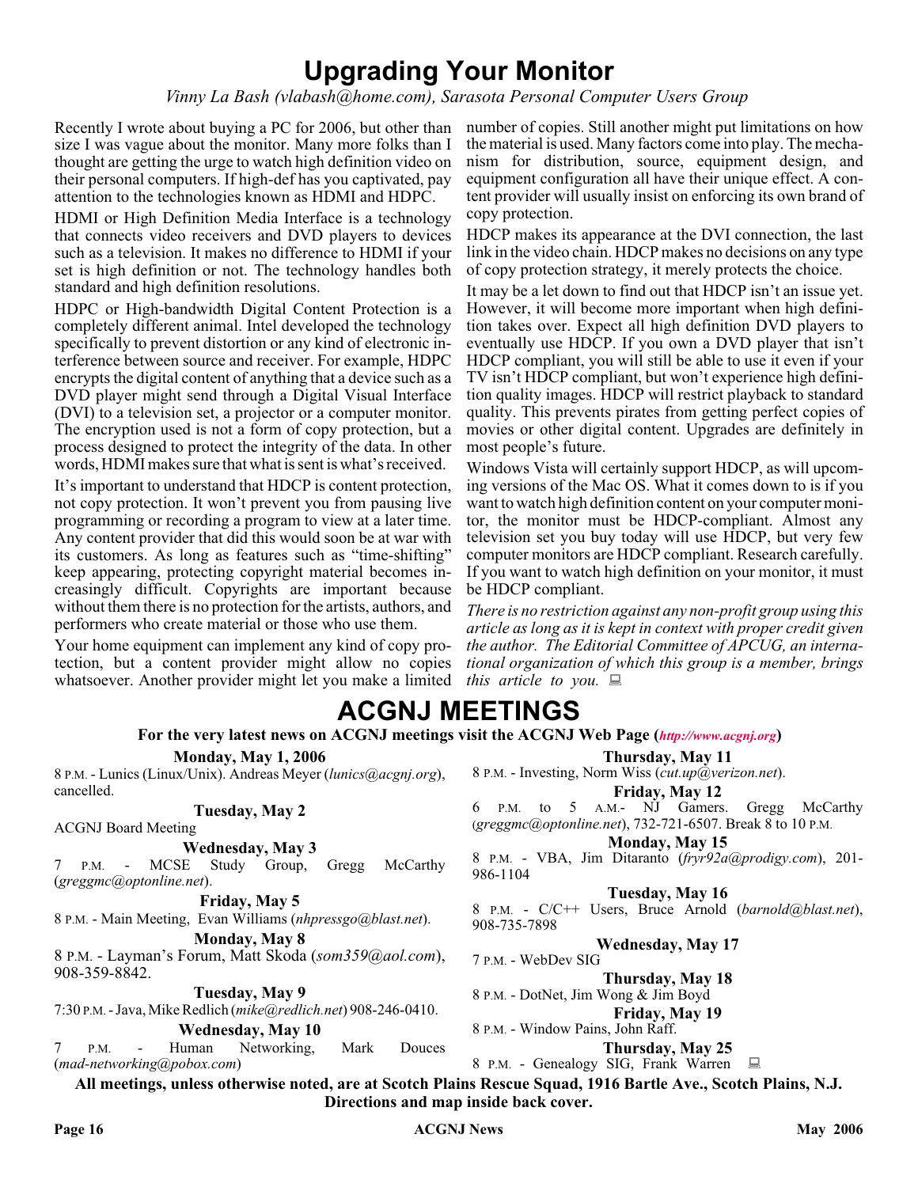# Upgrading Your Monitor

*Vinny La Bash (vlabash@home.com), Sarasota Personal Computer Users Group*

Recently I wrote about buying a PC for 2006, but other than size I was vague about the monitor. Many more folks than I thought are getting the urge to watch high definition video on their personal computers. If high-def has you captivated, pay attention to the technologies known as HDMI and HDPC.

HDMI or High Definition Media Interface is a technology that connects video receivers and DVD players to devices such as a television. It makes no difference to HDMI if your set is high definition or not. The technology handles both standard and high definition resolutions.

HDPC or High-bandwidth Digital Content Protection is a completely different animal. Intel developed the technology specifically to prevent distortion or any kind of electronic interference between source and receiver. For example, HDPC encrypts the digital content of anything that a device such as a DVD player might send through a Digital Visual Interface (DVI) to a television set, a projector or a computer monitor. The encryption used is not a form of copy protection, but a process designed to protect the integrity of the data. In other words, HDMI makes sure that what is sent is what's received.

It's important to understand that HDCP is content protection, not copy protection. It won't prevent you from pausing live programming or recording a program to view at a later time. Any content provider that did this would soon be at war with its customers. As long as features such as "time-shifting" keep appearing, protecting copyright material becomes increasingly difficult. Copyrights are important because without them there is no protection for the artists, authors, and performers who create material or those who use them.

Your home equipment can implement any kind of copy protection, but a content provider might allow no copies whatsoever. Another provider might let you make a limited number of copies. Still another might put limitations on how the material is used. Many factors come into play. The mechanism for distribution, source, equipment design, and equipment configuration all have their unique effect. A content provider will usually insist on enforcing its own brand of copy protection.

HDCP makes its appearance at the DVI connection, the last link in the video chain. HDCP makes no decisions on any type of copy protection strategy, it merely protects the choice.

It may be a let down to find out that HDCP isn't an issue yet. However, it will become more important when high definition takes over. Expect all high definition DVD players to eventually use HDCP. If you own a DVD player that isn't HDCP compliant, you will still be able to use it even if your TV isn't HDCP compliant, but won't experience high definition quality images. HDCP will restrict playback to standard quality. This prevents pirates from getting perfect copies of movies or other digital content. Upgrades are definitely in most people's future.

Windows Vista will certainly support HDCP, as will upcoming versions of the Mac OS. What it comes down to is if you want to watch high definition content on your computer monitor, the monitor must be HDCP-compliant. Almost any television set you buy today will use HDCP, but very few computer monitors are HDCP compliant. Research carefully. If you want to watch high definition on your monitor, it must be HDCP compliant.

*There is no restriction against any non-profit group using this article as long as it is kept in context with proper credit given the author. The Editorial Committee of APCUG, an international organization of which this group is a member, brings this article to you.*

# ACGNJ MEETINGS

**For the very latest news on ACGNJ meetings visit the ACGNJ Web Page (*http://www.acgnj.org*)**

**Monday, May 1, 2006**
8 P.M. - Lunics (Linux/Unix). Andreas Meyer (*lunics@acgnj.org*), cancelled.

**Tuesday, May 2**
ACGNJ Board Meeting

**Wednesday, May 3**
7 P.M. - MCSE Study Group, Gregg McCarthy (*greggmc@optonline.net*).

**Friday, May 5**
8 P.M. - Main Meeting, Evan Williams (*nhpressgo@blast.net*).

**Monday, May 8**
8 P.M. - Layman's Forum, Matt Skoda (*som359@aol.com*), 908-359-8842.

**Tuesday, May 9**
7:30 P.M. - Java, Mike Redlich (*mike@redlich.net*) 908-246-0410.

**Wednesday, May 10**
7 P.M. - Human Networking, Mark Douces (*mad-networking@pobox.com*)

**Thursday, May 11**
8 P.M. - Investing, Norm Wiss (*cut.up@verizon.net*).

**Friday, May 12**
6 P.M. to 5 A.M.- NJ Gamers. Gregg McCarthy (*greggmc@optonline.net*), 732-721-6507. Break 8 to 10 P.M.

**Monday, May 15**
8 P.M. - VBA, Jim Ditaranto (*fryr92a@prodigy.com*), 201-986-1104

**Tuesday, May 16**
8 P.M. - C/C++ Users, Bruce Arnold (*barnold@blast.net*), 908-735-7898

**Wednesday, May 17**
7 P.M. - WebDev SIG

**Thursday, May 18**
8 P.M. - DotNet, Jim Wong & Jim Boyd

**Friday, May 19**
8 P.M. - Window Pains, John Raff.

**Thursday, May 25**
8 P.M. - Genealogy SIG, Frank Warren

**All meetings, unless otherwise noted, are at Scotch Plains Rescue Squad, 1916 Bartle Ave., Scotch Plains, N.J. Directions and map inside back cover.**